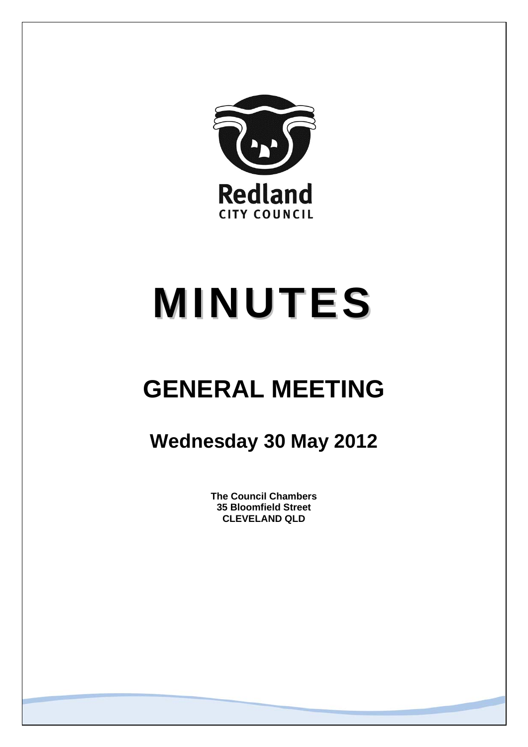Redland

CITY COUNCIL

# MINUTES

# GENERAL MEETING

## Wednesday 30 May 2012

**The Council Chambers**
**35 Bloomfield Street**
**CLEVELAND QLD**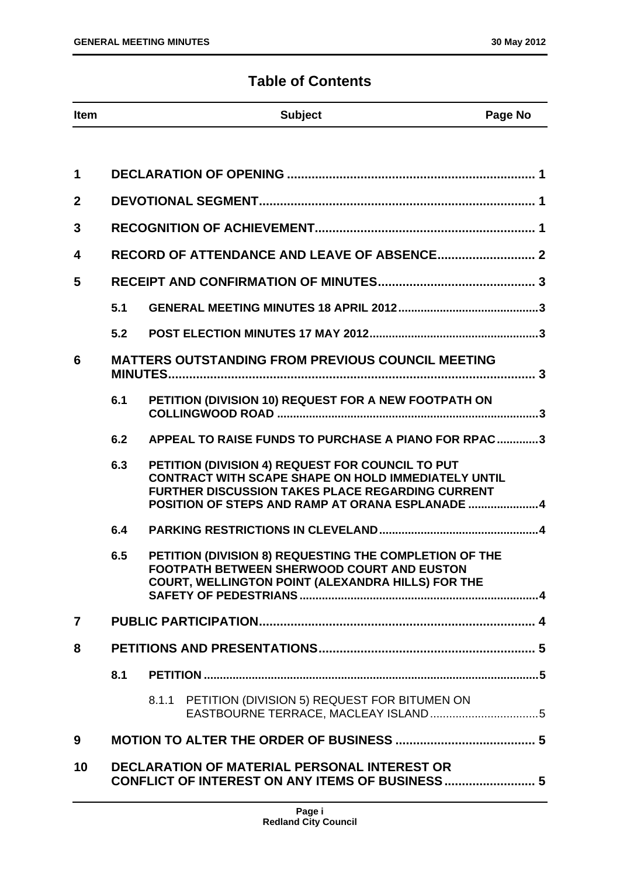# Table of Contents

| Item | | Subject | Page No |
|---|---|---|---|
| **1** | | **DECLARATION OF OPENING** | **1** |
| **2** | | **DEVOTIONAL SEGMENT** | **1** |
| **3** | | **RECOGNITION OF ACHIEVEMENT** | **1** |
| **4** | | **RECORD OF ATTENDANCE AND LEAVE OF ABSENCE** | **2** |
| **5** | | **RECEIPT AND CONFIRMATION OF MINUTES** | **3** |
| | **5.1** | **GENERAL MEETING MINUTES 18 APRIL 2012** | **3** |
| | **5.2** | **POST ELECTION MINUTES 17 MAY 2012** | **3** |
| **6** | | **MATTERS OUTSTANDING FROM PREVIOUS COUNCIL MEETING MINUTES** | **3** |
| | **6.1** | **PETITION (DIVISION 10) REQUEST FOR A NEW FOOTPATH ON COLLINGWOOD ROAD** | **3** |
| | **6.2** | **APPEAL TO RAISE FUNDS TO PURCHASE A PIANO FOR RPAC** | **3** |
| | **6.3** | **PETITION (DIVISION 4) REQUEST FOR COUNCIL TO PUT CONTRACT WITH SCAPE SHAPE ON HOLD IMMEDIATELY UNTIL FURTHER DISCUSSION TAKES PLACE REGARDING CURRENT POSITION OF STEPS AND RAMP AT ORANA ESPLANADE** | **4** |
| | **6.4** | **PARKING RESTRICTIONS IN CLEVELAND** | **4** |
| | **6.5** | **PETITION (DIVISION 8) REQUESTING THE COMPLETION OF THE FOOTPATH BETWEEN SHERWOOD COURT AND EUSTON COURT, WELLINGTON POINT (ALEXANDRA HILLS) FOR THE SAFETY OF PEDESTRIANS** | **4** |
| **7** | | **PUBLIC PARTICIPATION** | **4** |
| **8** | | **PETITIONS AND PRESENTATIONS** | **5** |
| | **8.1** | **PETITION** | **5** |
| | 8.1.1 | PETITION (DIVISION 5) REQUEST FOR BITUMEN ON EASTBOURNE TERRACE, MACLEAY ISLAND | 5 |
| **9** | | **MOTION TO ALTER THE ORDER OF BUSINESS** | **5** |
| **10** | | **DECLARATION OF MATERIAL PERSONAL INTEREST OR CONFLICT OF INTEREST ON ANY ITEMS OF BUSINESS** | **5** |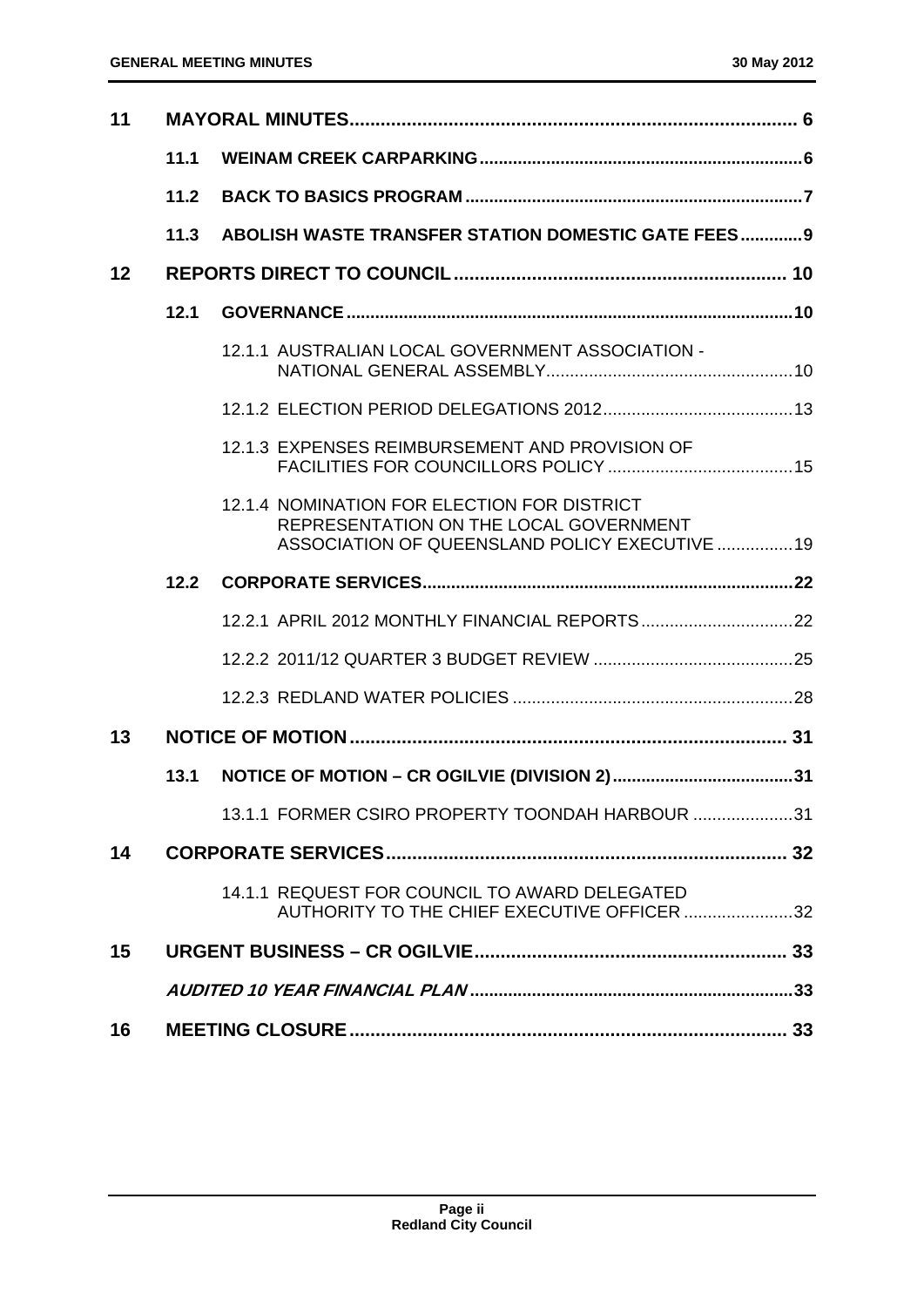| | | | |
|---|---|---|---|
| **11** | **MAYORAL MINUTES** | | **6** |
| | **11.1** | **WEINAM CREEK CARPARKING** | **6** |
| | **11.2** | **BACK TO BASICS PROGRAM** | **7** |
| | **11.3** | **ABOLISH WASTE TRANSFER STATION DOMESTIC GATE FEES** | **9** |
| **12** | **REPORTS DIRECT TO COUNCIL** | | **10** |
| | **12.1** | **GOVERNANCE** | **10** |
| | | 12.1.1 AUSTRALIAN LOCAL GOVERNMENT ASSOCIATION - NATIONAL GENERAL ASSEMBLY | 10 |
| | | 12.1.2 ELECTION PERIOD DELEGATIONS 2012 | 13 |
| | | 12.1.3 EXPENSES REIMBURSEMENT AND PROVISION OF FACILITIES FOR COUNCILLORS POLICY | 15 |
| | | 12.1.4 NOMINATION FOR ELECTION FOR DISTRICT REPRESENTATION ON THE LOCAL GOVERNMENT ASSOCIATION OF QUEENSLAND POLICY EXECUTIVE | 19 |
| | **12.2** | **CORPORATE SERVICES** | **22** |
| | | 12.2.1 APRIL 2012 MONTHLY FINANCIAL REPORTS | 22 |
| | | 12.2.2 2011/12 QUARTER 3 BUDGET REVIEW | 25 |
| | | 12.2.3 REDLAND WATER POLICIES | 28 |
| **13** | **NOTICE OF MOTION** | | **31** |
| | **13.1** | **NOTICE OF MOTION – CR OGILVIE (DIVISION 2)** | **31** |
| | | 13.1.1 FORMER CSIRO PROPERTY TOONDAH HARBOUR | 31 |
| **14** | **CORPORATE SERVICES** | | **32** |
| | | 14.1.1 REQUEST FOR COUNCIL TO AWARD DELEGATED AUTHORITY TO THE CHIEF EXECUTIVE OFFICER | 32 |
| **15** | **URGENT BUSINESS – CR OGILVIE** | | **33** |
| | ***AUDITED 10 YEAR FINANCIAL PLAN*** | | **33** |
| **16** | **MEETING CLOSURE** | | **33** |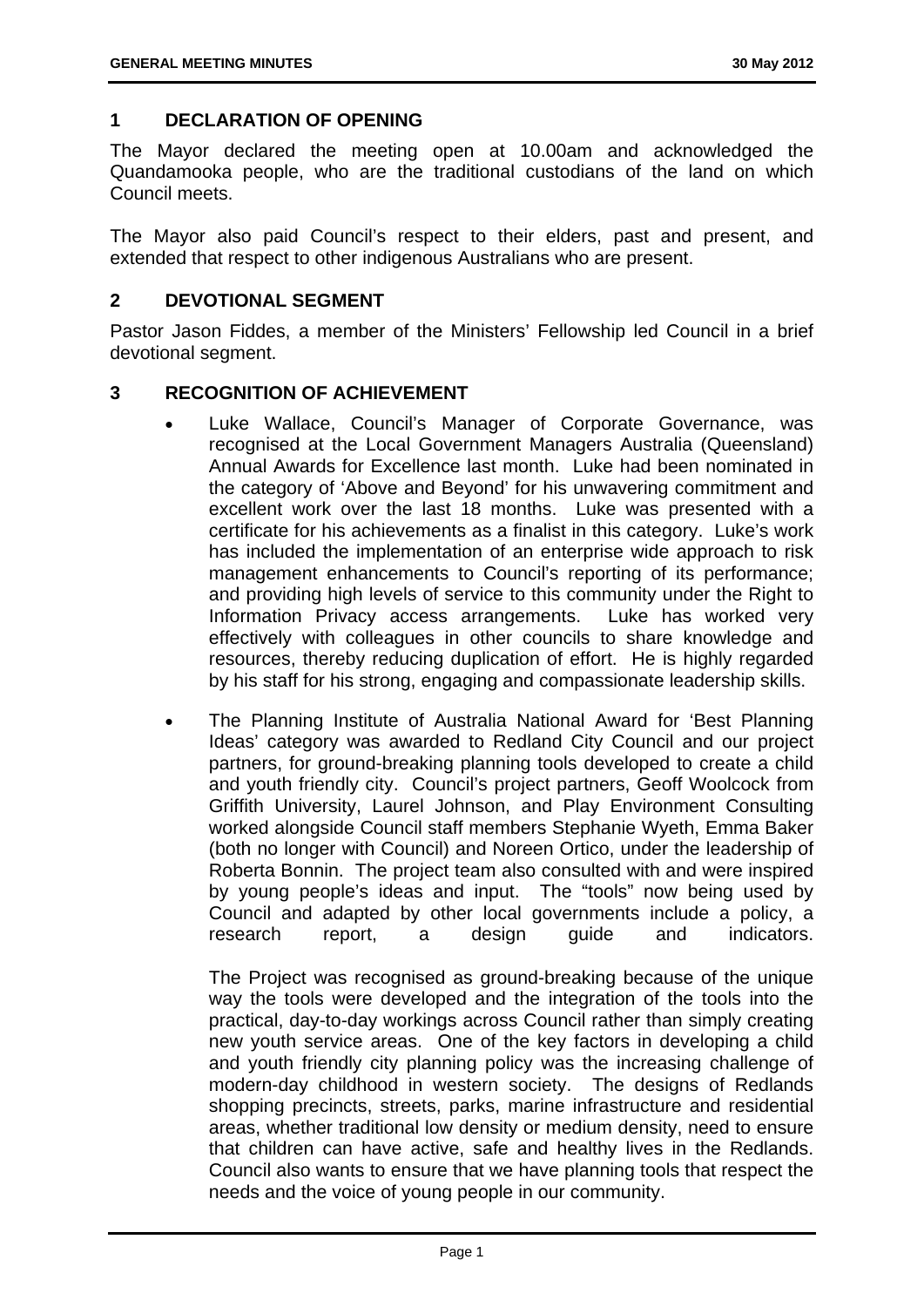## 1 DECLARATION OF OPENING

The Mayor declared the meeting open at 10.00am and acknowledged the Quandamooka people, who are the traditional custodians of the land on which Council meets.

The Mayor also paid Council's respect to their elders, past and present, and extended that respect to other indigenous Australians who are present.

## 2 DEVOTIONAL SEGMENT

Pastor Jason Fiddes, a member of the Ministers' Fellowship led Council in a brief devotional segment.

## 3 RECOGNITION OF ACHIEVEMENT

- Luke Wallace, Council's Manager of Corporate Governance, was recognised at the Local Government Managers Australia (Queensland) Annual Awards for Excellence last month. Luke had been nominated in the category of 'Above and Beyond' for his unwavering commitment and excellent work over the last 18 months. Luke was presented with a certificate for his achievements as a finalist in this category. Luke's work has included the implementation of an enterprise wide approach to risk management enhancements to Council's reporting of its performance; and providing high levels of service to this community under the Right to Information Privacy access arrangements. Luke has worked very effectively with colleagues in other councils to share knowledge and resources, thereby reducing duplication of effort. He is highly regarded by his staff for his strong, engaging and compassionate leadership skills.

- The Planning Institute of Australia National Award for 'Best Planning Ideas' category was awarded to Redland City Council and our project partners, for ground-breaking planning tools developed to create a child and youth friendly city. Council's project partners, Geoff Woolcock from Griffith University, Laurel Johnson, and Play Environment Consulting worked alongside Council staff members Stephanie Wyeth, Emma Baker (both no longer with Council) and Noreen Ortico, under the leadership of Roberta Bonnin. The project team also consulted with and were inspired by young people's ideas and input. The "tools" now being used by Council and adapted by other local governments include a policy, a research report, a design guide and indicators.

  The Project was recognised as ground-breaking because of the unique way the tools were developed and the integration of the tools into the practical, day-to-day workings across Council rather than simply creating new youth service areas. One of the key factors in developing a child and youth friendly city planning policy was the increasing challenge of modern-day childhood in western society. The designs of Redlands shopping precincts, streets, parks, marine infrastructure and residential areas, whether traditional low density or medium density, need to ensure that children can have active, safe and healthy lives in the Redlands. Council also wants to ensure that we have planning tools that respect the needs and the voice of young people in our community.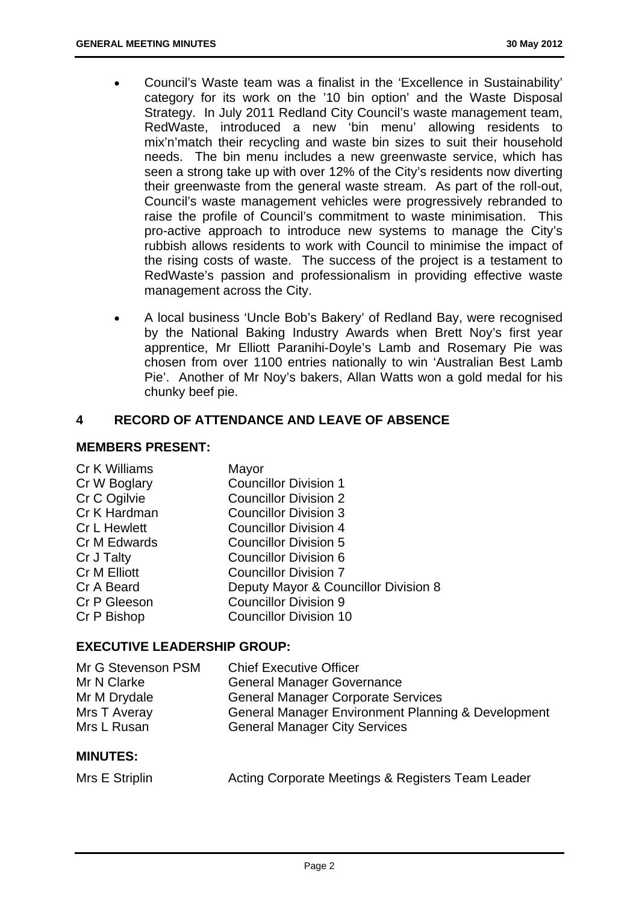- Council's Waste team was a finalist in the 'Excellence in Sustainability' category for its work on the '10 bin option' and the Waste Disposal Strategy. In July 2011 Redland City Council's waste management team, RedWaste, introduced a new 'bin menu' allowing residents to mix'n'match their recycling and waste bin sizes to suit their household needs. The bin menu includes a new greenwaste service, which has seen a strong take up with over 12% of the City's residents now diverting their greenwaste from the general waste stream. As part of the roll-out, Council's waste management vehicles were progressively rebranded to raise the profile of Council's commitment to waste minimisation. This pro-active approach to introduce new systems to manage the City's rubbish allows residents to work with Council to minimise the impact of the rising costs of waste. The success of the project is a testament to RedWaste's passion and professionalism in providing effective waste management across the City.

- A local business 'Uncle Bob's Bakery' of Redland Bay, were recognised by the National Baking Industry Awards when Brett Noy's first year apprentice, Mr Elliott Paranihi-Doyle's Lamb and Rosemary Pie was chosen from over 1100 entries nationally to win 'Australian Best Lamb Pie'. Another of Mr Noy's bakers, Allan Watts won a gold medal for his chunky beef pie.

## 4 RECORD OF ATTENDANCE AND LEAVE OF ABSENCE

### MEMBERS PRESENT:

| | |
|---|---|
| Cr K Williams | Mayor |
| Cr W Boglary | Councillor Division 1 |
| Cr C Ogilvie | Councillor Division 2 |
| Cr K Hardman | Councillor Division 3 |
| Cr L Hewlett | Councillor Division 4 |
| Cr M Edwards | Councillor Division 5 |
| Cr J Talty | Councillor Division 6 |
| Cr M Elliott | Councillor Division 7 |
| Cr A Beard | Deputy Mayor & Councillor Division 8 |
| Cr P Gleeson | Councillor Division 9 |
| Cr P Bishop | Councillor Division 10 |

### EXECUTIVE LEADERSHIP GROUP:

| | |
|---|---|
| Mr G Stevenson PSM | Chief Executive Officer |
| Mr N Clarke | General Manager Governance |
| Mr M Drydale | General Manager Corporate Services |
| Mrs T Averay | General Manager Environment Planning & Development |
| Mrs L Rusan | General Manager City Services |

### MINUTES:

| | |
|---|---|
| Mrs E Striplin | Acting Corporate Meetings & Registers Team Leader |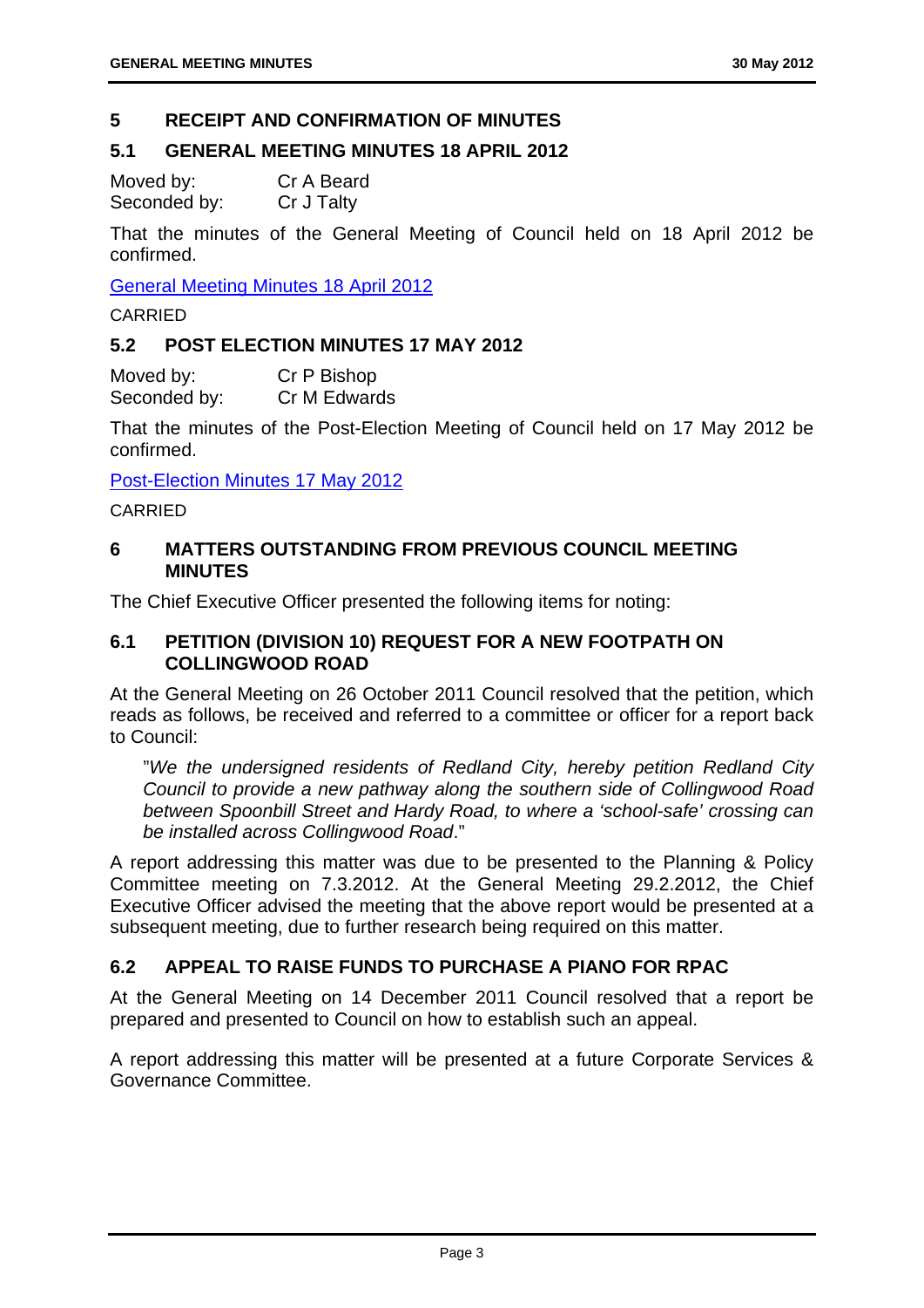## 5 RECEIPT AND CONFIRMATION OF MINUTES

### 5.1 GENERAL MEETING MINUTES 18 APRIL 2012

Moved by: Cr A Beard
Seconded by: Cr J Talty

That the minutes of the General Meeting of Council held on 18 April 2012 be confirmed.

General Meeting Minutes 18 April 2012

CARRIED

### 5.2 POST ELECTION MINUTES 17 MAY 2012

Moved by: Cr P Bishop
Seconded by: Cr M Edwards

That the minutes of the Post-Election Meeting of Council held on 17 May 2012 be confirmed.

Post-Election Minutes 17 May 2012

CARRIED

## 6 MATTERS OUTSTANDING FROM PREVIOUS COUNCIL MEETING MINUTES

The Chief Executive Officer presented the following items for noting:

### 6.1 PETITION (DIVISION 10) REQUEST FOR A NEW FOOTPATH ON COLLINGWOOD ROAD

At the General Meeting on 26 October 2011 Council resolved that the petition, which reads as follows, be received and referred to a committee or officer for a report back to Council:

> "*We the undersigned residents of Redland City, hereby petition Redland City Council to provide a new pathway along the southern side of Collingwood Road between Spoonbill Street and Hardy Road, to where a 'school-safe' crossing can be installed across Collingwood Road*."

A report addressing this matter was due to be presented to the Planning & Policy Committee meeting on 7.3.2012. At the General Meeting 29.2.2012, the Chief Executive Officer advised the meeting that the above report would be presented at a subsequent meeting, due to further research being required on this matter.

### 6.2 APPEAL TO RAISE FUNDS TO PURCHASE A PIANO FOR RPAC

At the General Meeting on 14 December 2011 Council resolved that a report be prepared and presented to Council on how to establish such an appeal.

A report addressing this matter will be presented at a future Corporate Services & Governance Committee.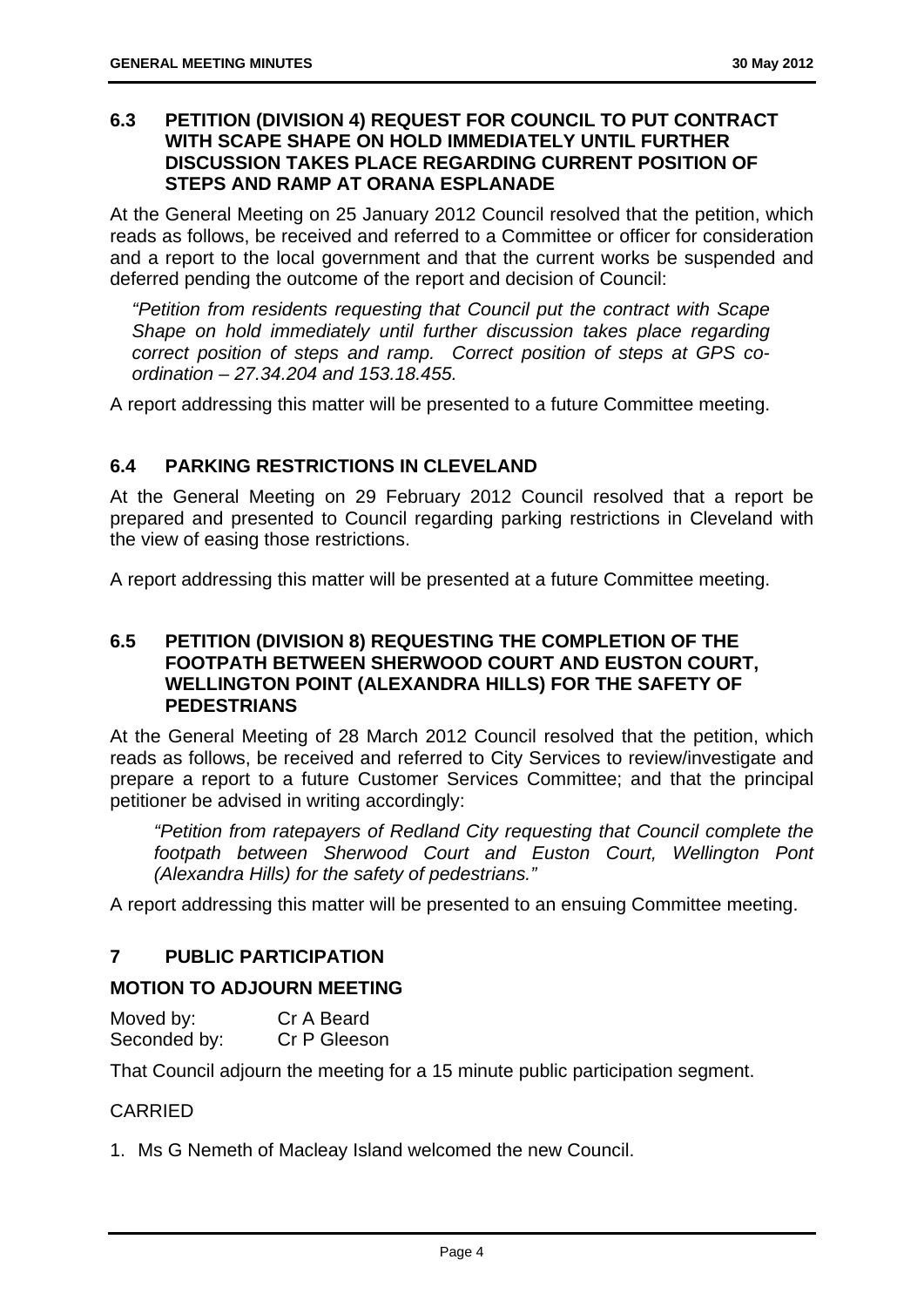### 6.3 PETITION (DIVISION 4) REQUEST FOR COUNCIL TO PUT CONTRACT WITH SCAPE SHAPE ON HOLD IMMEDIATELY UNTIL FURTHER DISCUSSION TAKES PLACE REGARDING CURRENT POSITION OF STEPS AND RAMP AT ORANA ESPLANADE

At the General Meeting on 25 January 2012 Council resolved that the petition, which reads as follows, be received and referred to a Committee or officer for consideration and a report to the local government and that the current works be suspended and deferred pending the outcome of the report and decision of Council:

> *"Petition from residents requesting that Council put the contract with Scape Shape on hold immediately until further discussion takes place regarding correct position of steps and ramp. Correct position of steps at GPS co-ordination – 27.34.204 and 153.18.455.*

A report addressing this matter will be presented to a future Committee meeting.

### 6.4 PARKING RESTRICTIONS IN CLEVELAND

At the General Meeting on 29 February 2012 Council resolved that a report be prepared and presented to Council regarding parking restrictions in Cleveland with the view of easing those restrictions.

A report addressing this matter will be presented at a future Committee meeting.

### 6.5 PETITION (DIVISION 8) REQUESTING THE COMPLETION OF THE FOOTPATH BETWEEN SHERWOOD COURT AND EUSTON COURT, WELLINGTON POINT (ALEXANDRA HILLS) FOR THE SAFETY OF PEDESTRIANS

At the General Meeting of 28 March 2012 Council resolved that the petition, which reads as follows, be received and referred to City Services to review/investigate and prepare a report to a future Customer Services Committee; and that the principal petitioner be advised in writing accordingly:

> *"Petition from ratepayers of Redland City requesting that Council complete the footpath between Sherwood Court and Euston Court, Wellington Pont (Alexandra Hills) for the safety of pedestrians."*

A report addressing this matter will be presented to an ensuing Committee meeting.

## 7 PUBLIC PARTICIPATION

### MOTION TO ADJOURN MEETING

Moved by: Cr A Beard
Seconded by: Cr P Gleeson

That Council adjourn the meeting for a 15 minute public participation segment.

CARRIED

1. Ms G Nemeth of Macleay Island welcomed the new Council.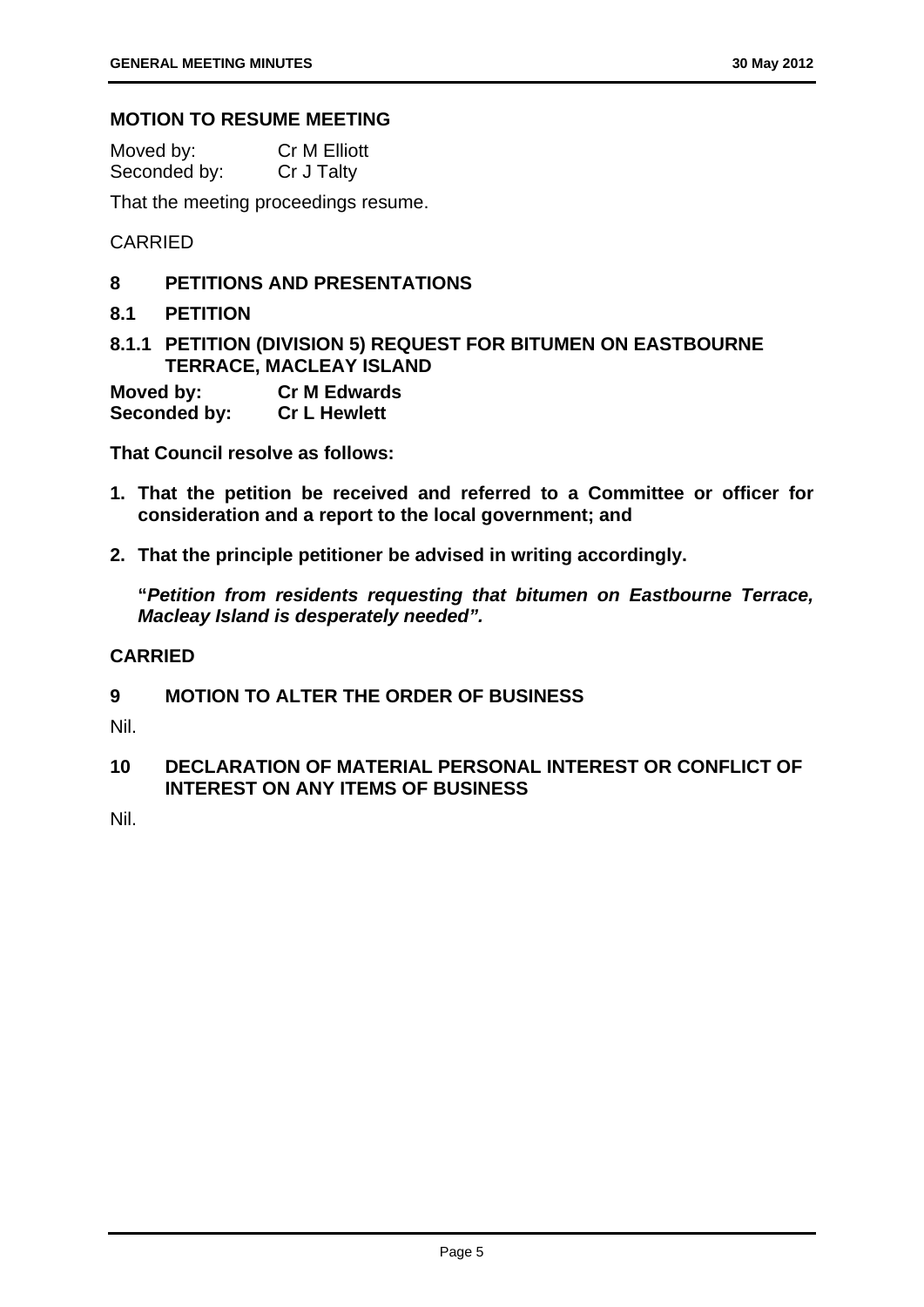## MOTION TO RESUME MEETING

Moved by: Cr M Elliott
Seconded by: Cr J Talty

That the meeting proceedings resume.

CARRIED

## 8 PETITIONS AND PRESENTATIONS

### 8.1 PETITION

### 8.1.1 PETITION (DIVISION 5) REQUEST FOR BITUMEN ON EASTBOURNE TERRACE, MACLEAY ISLAND

**Moved by: Cr M Edwards**
**Seconded by: Cr L Hewlett**

**That Council resolve as follows:**

1. **That the petition be received and referred to a Committee or officer for consideration and a report to the local government; and**
2. **That the principle petitioner be advised in writing accordingly.**

**"*Petition from residents requesting that bitumen on Eastbourne Terrace, Macleay Island is desperately needed".***

**CARRIED**

## 9 MOTION TO ALTER THE ORDER OF BUSINESS

Nil.

## 10 DECLARATION OF MATERIAL PERSONAL INTEREST OR CONFLICT OF INTEREST ON ANY ITEMS OF BUSINESS

Nil.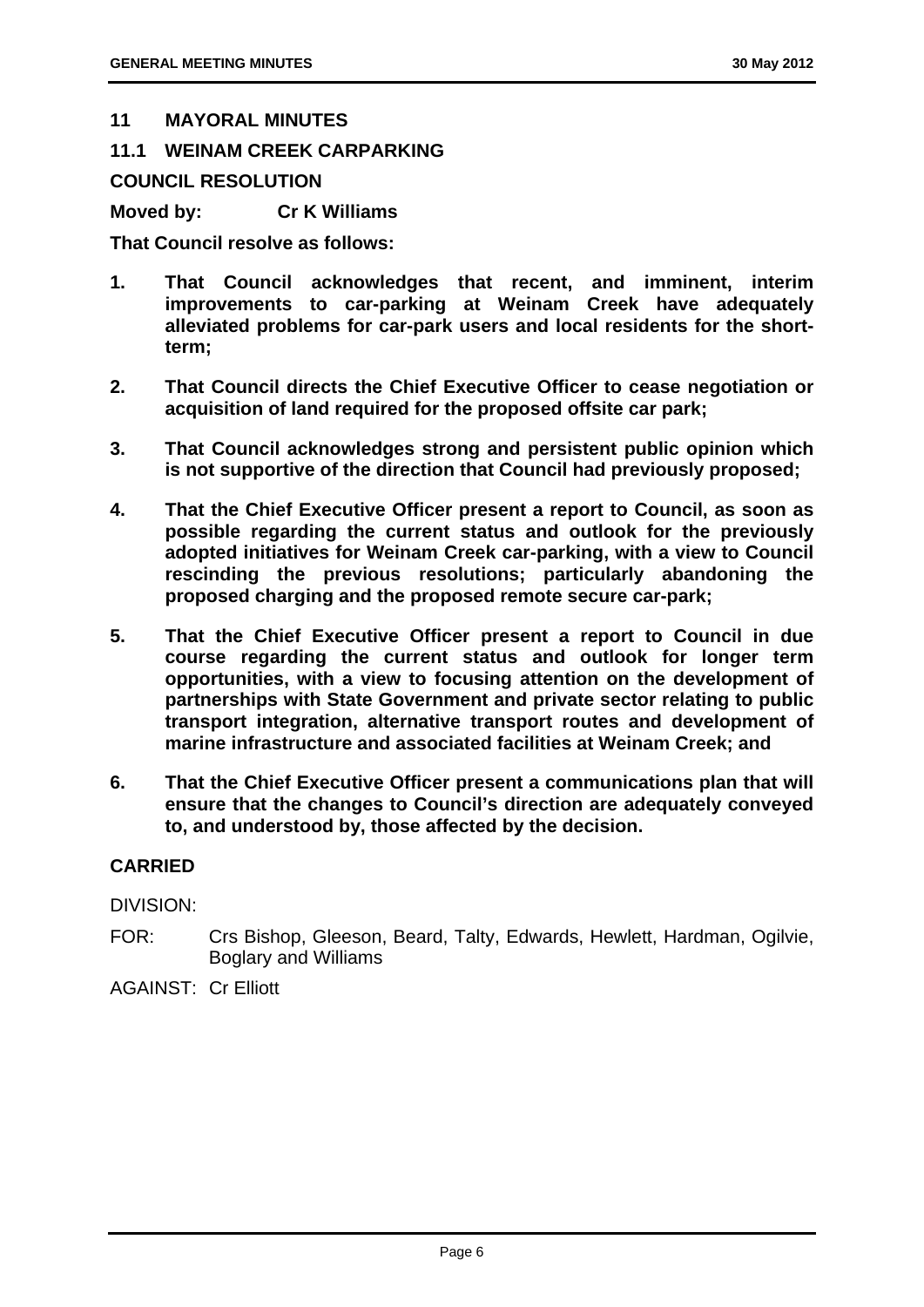## 11 MAYORAL MINUTES

### 11.1 WEINAM CREEK CARPARKING

**COUNCIL RESOLUTION**

**Moved by: Cr K Williams**

**That Council resolve as follows:**

1. **That Council acknowledges that recent, and imminent, interim improvements to car-parking at Weinam Creek have adequately alleviated problems for car-park users and local residents for the short-term;**

2. **That Council directs the Chief Executive Officer to cease negotiation or acquisition of land required for the proposed offsite car park;**

3. **That Council acknowledges strong and persistent public opinion which is not supportive of the direction that Council had previously proposed;**

4. **That the Chief Executive Officer present a report to Council, as soon as possible regarding the current status and outlook for the previously adopted initiatives for Weinam Creek car-parking, with a view to Council rescinding the previous resolutions; particularly abandoning the proposed charging and the proposed remote secure car-park;**

5. **That the Chief Executive Officer present a report to Council in due course regarding the current status and outlook for longer term opportunities, with a view to focusing attention on the development of partnerships with State Government and private sector relating to public transport integration, alternative transport routes and development of marine infrastructure and associated facilities at Weinam Creek; and**

6. **That the Chief Executive Officer present a communications plan that will ensure that the changes to Council's direction are adequately conveyed to, and understood by, those affected by the decision.**

**CARRIED**

DIVISION:

FOR: Crs Bishop, Gleeson, Beard, Talty, Edwards, Hewlett, Hardman, Ogilvie, Boglary and Williams

AGAINST: Cr Elliott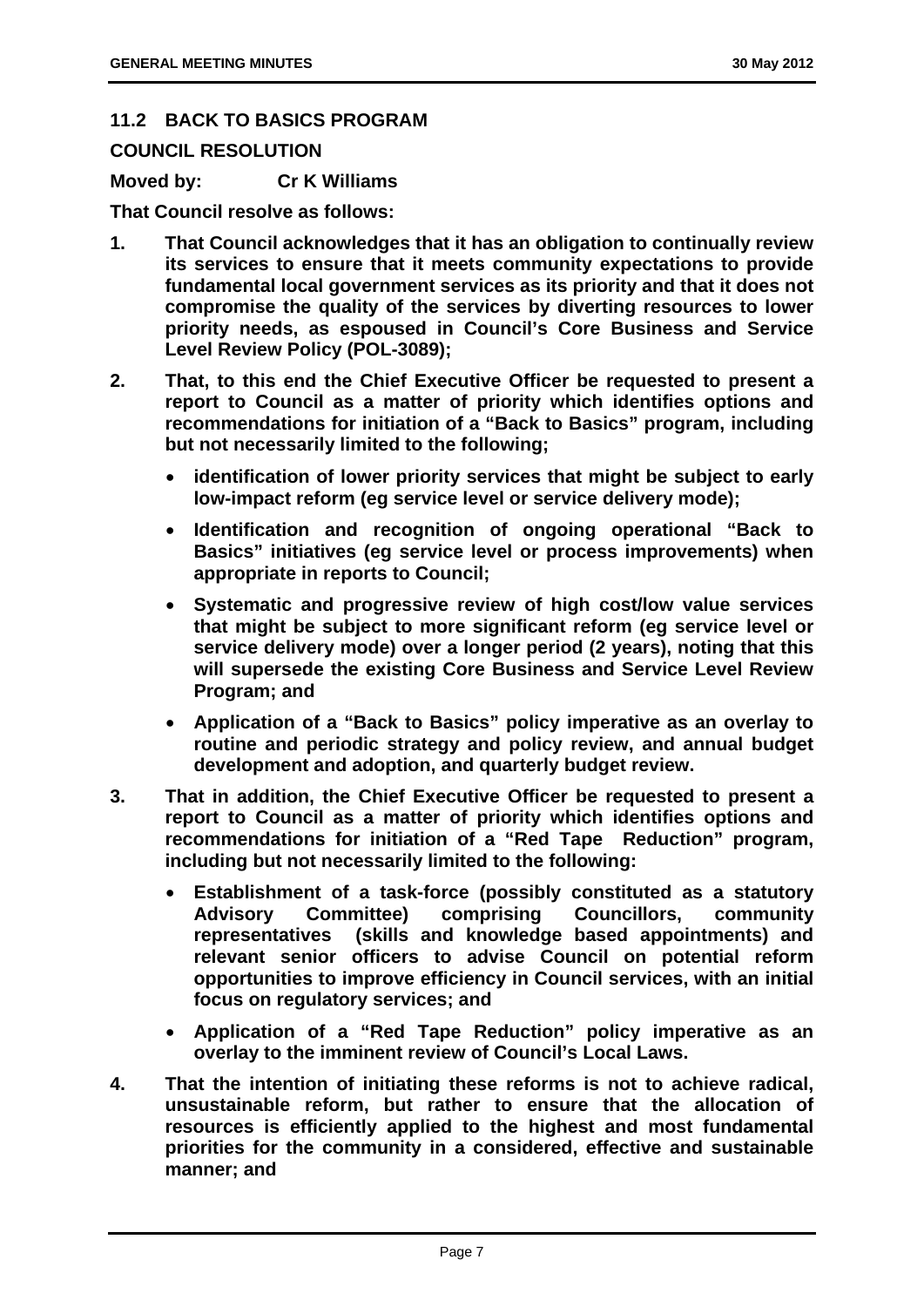## 11.2 BACK TO BASICS PROGRAM

**COUNCIL RESOLUTION**

**Moved by: Cr K Williams**

**That Council resolve as follows:**

1. **That Council acknowledges that it has an obligation to continually review its services to ensure that it meets community expectations to provide fundamental local government services as its priority and that it does not compromise the quality of the services by diverting resources to lower priority needs, as espoused in Council's Core Business and Service Level Review Policy (POL-3089);**

2. **That, to this end the Chief Executive Officer be requested to present a report to Council as a matter of priority which identifies options and recommendations for initiation of a "Back to Basics" program, including but not necessarily limited to the following;**
   - **identification of lower priority services that might be subject to early low-impact reform (eg service level or service delivery mode);**
   - **Identification and recognition of ongoing operational "Back to Basics" initiatives (eg service level or process improvements) when appropriate in reports to Council;**
   - **Systematic and progressive review of high cost/low value services that might be subject to more significant reform (eg service level or service delivery mode) over a longer period (2 years), noting that this will supersede the existing Core Business and Service Level Review Program; and**
   - **Application of a "Back to Basics" policy imperative as an overlay to routine and periodic strategy and policy review, and annual budget development and adoption, and quarterly budget review.**

3. **That in addition, the Chief Executive Officer be requested to present a report to Council as a matter of priority which identifies options and recommendations for initiation of a "Red Tape Reduction" program, including but not necessarily limited to the following:**
   - **Establishment of a task-force (possibly constituted as a statutory Advisory Committee) comprising Councillors, community representatives (skills and knowledge based appointments) and relevant senior officers to advise Council on potential reform opportunities to improve efficiency in Council services, with an initial focus on regulatory services; and**
   - **Application of a "Red Tape Reduction" policy imperative as an overlay to the imminent review of Council's Local Laws.**

4. **That the intention of initiating these reforms is not to achieve radical, unsustainable reform, but rather to ensure that the allocation of resources is efficiently applied to the highest and most fundamental priorities for the community in a considered, effective and sustainable manner; and**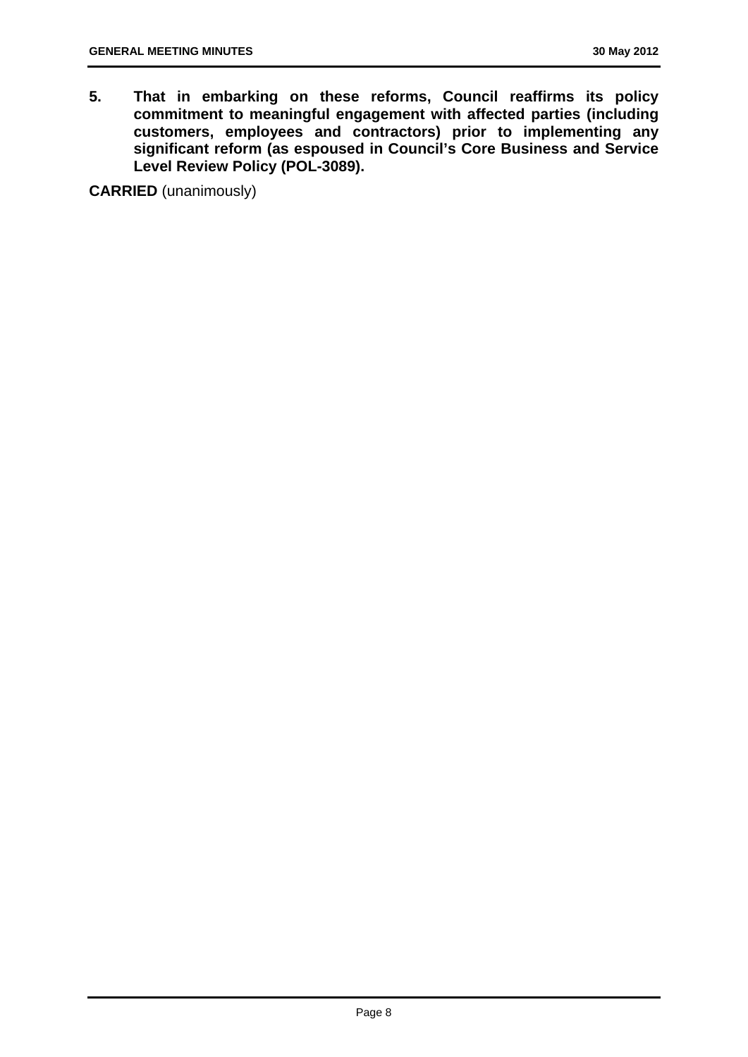5. **That in embarking on these reforms, Council reaffirms its policy commitment to meaningful engagement with affected parties (including customers, employees and contractors) prior to implementing any significant reform (as espoused in Council's Core Business and Service Level Review Policy (POL-3089).**

**CARRIED** (unanimously)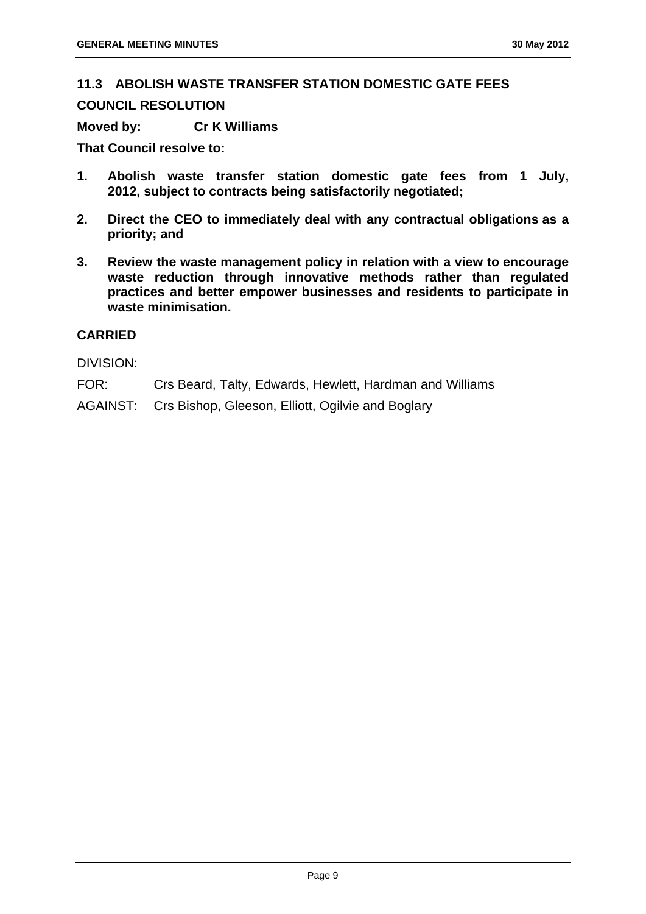## 11.3 ABOLISH WASTE TRANSFER STATION DOMESTIC GATE FEES

**COUNCIL RESOLUTION**

**Moved by: Cr K Williams**

**That Council resolve to:**

1. **Abolish waste transfer station domestic gate fees from 1 July, 2012, subject to contracts being satisfactorily negotiated;**
2. **Direct the CEO to immediately deal with any contractual obligations as a priority; and**
3. **Review the waste management policy in relation with a view to encourage waste reduction through innovative methods rather than regulated practices and better empower businesses and residents to participate in waste minimisation.**

**CARRIED**

DIVISION:

FOR: Crs Beard, Talty, Edwards, Hewlett, Hardman and Williams

AGAINST: Crs Bishop, Gleeson, Elliott, Ogilvie and Boglary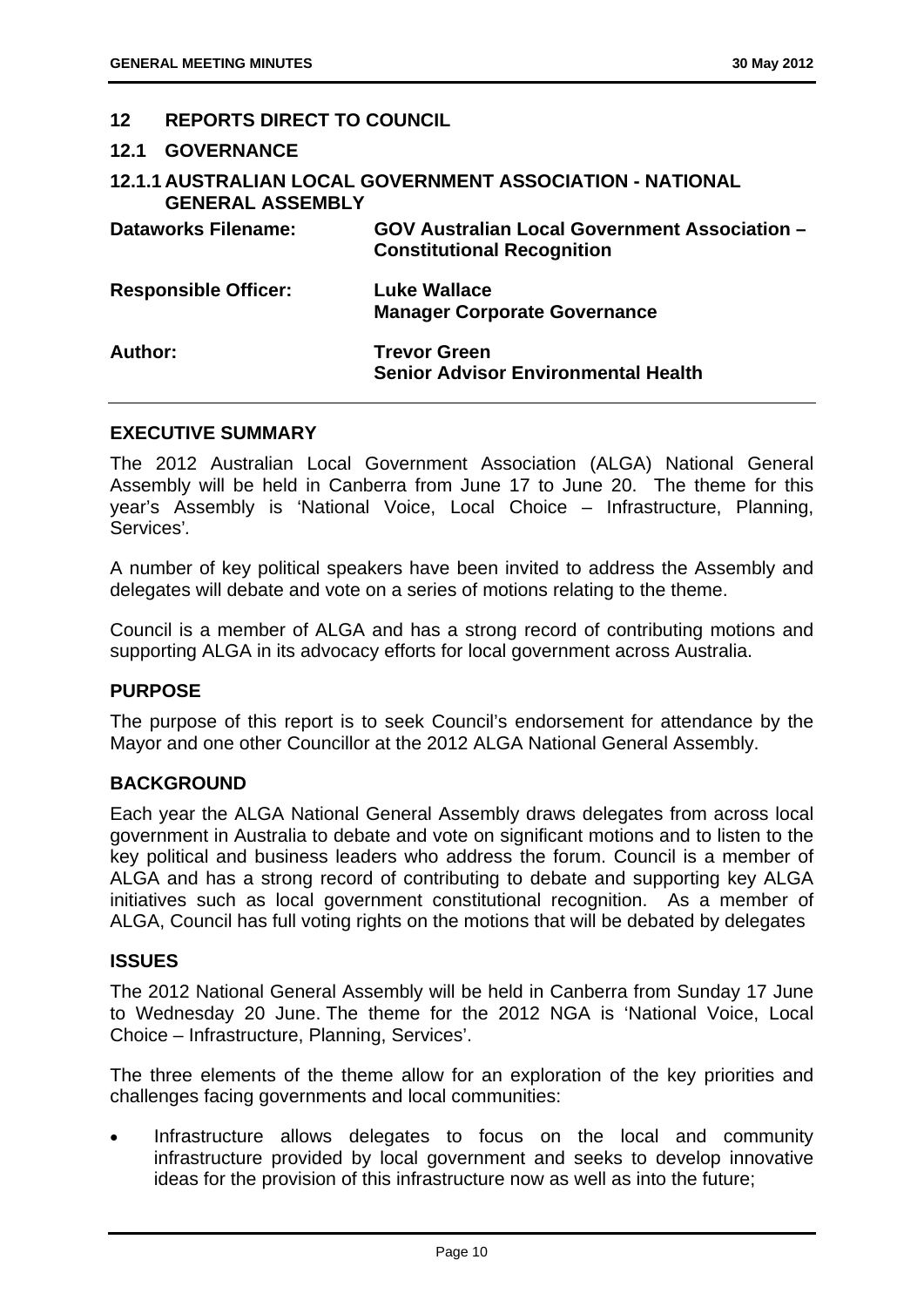## 12 REPORTS DIRECT TO COUNCIL

### 12.1 GOVERNANCE

#### 12.1.1 AUSTRALIAN LOCAL GOVERNMENT ASSOCIATION - NATIONAL GENERAL ASSEMBLY

| | |
|---|---|
| **Dataworks Filename:** | **GOV Australian Local Government Association – Constitutional Recognition** |
| **Responsible Officer:** | **Luke Wallace**<br>**Manager Corporate Governance** |
| **Author:** | **Trevor Green**<br>**Senior Advisor Environmental Health** |

**EXECUTIVE SUMMARY**

The 2012 Australian Local Government Association (ALGA) National General Assembly will be held in Canberra from June 17 to June 20. The theme for this year's Assembly is 'National Voice, Local Choice – Infrastructure, Planning, Services'.

A number of key political speakers have been invited to address the Assembly and delegates will debate and vote on a series of motions relating to the theme.

Council is a member of ALGA and has a strong record of contributing motions and supporting ALGA in its advocacy efforts for local government across Australia.

**PURPOSE**

The purpose of this report is to seek Council's endorsement for attendance by the Mayor and one other Councillor at the 2012 ALGA National General Assembly.

**BACKGROUND**

Each year the ALGA National General Assembly draws delegates from across local government in Australia to debate and vote on significant motions and to listen to the key political and business leaders who address the forum. Council is a member of ALGA and has a strong record of contributing to debate and supporting key ALGA initiatives such as local government constitutional recognition. As a member of ALGA, Council has full voting rights on the motions that will be debated by delegates

**ISSUES**

The 2012 National General Assembly will be held in Canberra from Sunday 17 June to Wednesday 20 June. The theme for the 2012 NGA is 'National Voice, Local Choice – Infrastructure, Planning, Services'.

The three elements of the theme allow for an exploration of the key priorities and challenges facing governments and local communities:

- Infrastructure allows delegates to focus on the local and community infrastructure provided by local government and seeks to develop innovative ideas for the provision of this infrastructure now as well as into the future;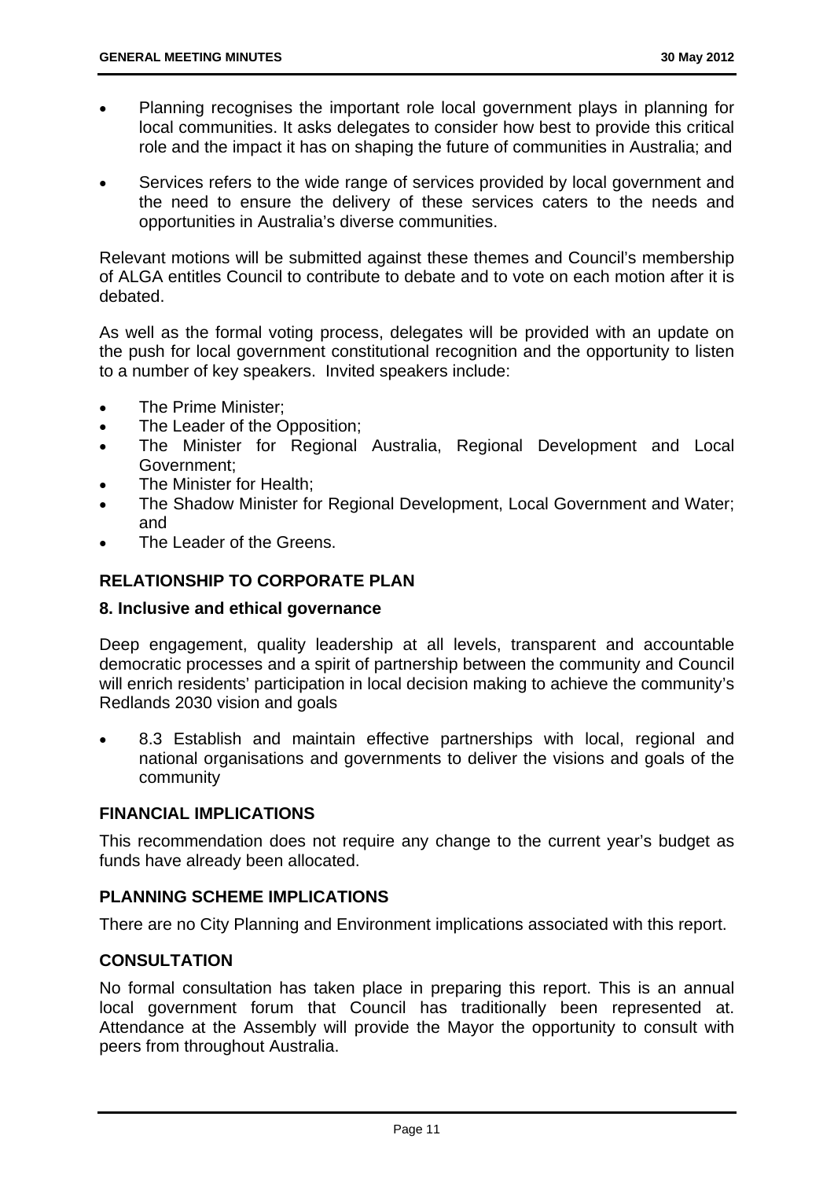- Planning recognises the important role local government plays in planning for local communities. It asks delegates to consider how best to provide this critical role and the impact it has on shaping the future of communities in Australia; and
- Services refers to the wide range of services provided by local government and the need to ensure the delivery of these services caters to the needs and opportunities in Australia's diverse communities.

Relevant motions will be submitted against these themes and Council's membership of ALGA entitles Council to contribute to debate and to vote on each motion after it is debated.

As well as the formal voting process, delegates will be provided with an update on the push for local government constitutional recognition and the opportunity to listen to a number of key speakers. Invited speakers include:

- The Prime Minister;
- The Leader of the Opposition;
- The Minister for Regional Australia, Regional Development and Local Government;
- The Minister for Health;
- The Shadow Minister for Regional Development, Local Government and Water; and
- The Leader of the Greens.

## RELATIONSHIP TO CORPORATE PLAN

### 8. Inclusive and ethical governance

Deep engagement, quality leadership at all levels, transparent and accountable democratic processes and a spirit of partnership between the community and Council will enrich residents' participation in local decision making to achieve the community's Redlands 2030 vision and goals

- 8.3 Establish and maintain effective partnerships with local, regional and national organisations and governments to deliver the visions and goals of the community

## FINANCIAL IMPLICATIONS

This recommendation does not require any change to the current year's budget as funds have already been allocated.

## PLANNING SCHEME IMPLICATIONS

There are no City Planning and Environment implications associated with this report.

## CONSULTATION

No formal consultation has taken place in preparing this report. This is an annual local government forum that Council has traditionally been represented at. Attendance at the Assembly will provide the Mayor the opportunity to consult with peers from throughout Australia.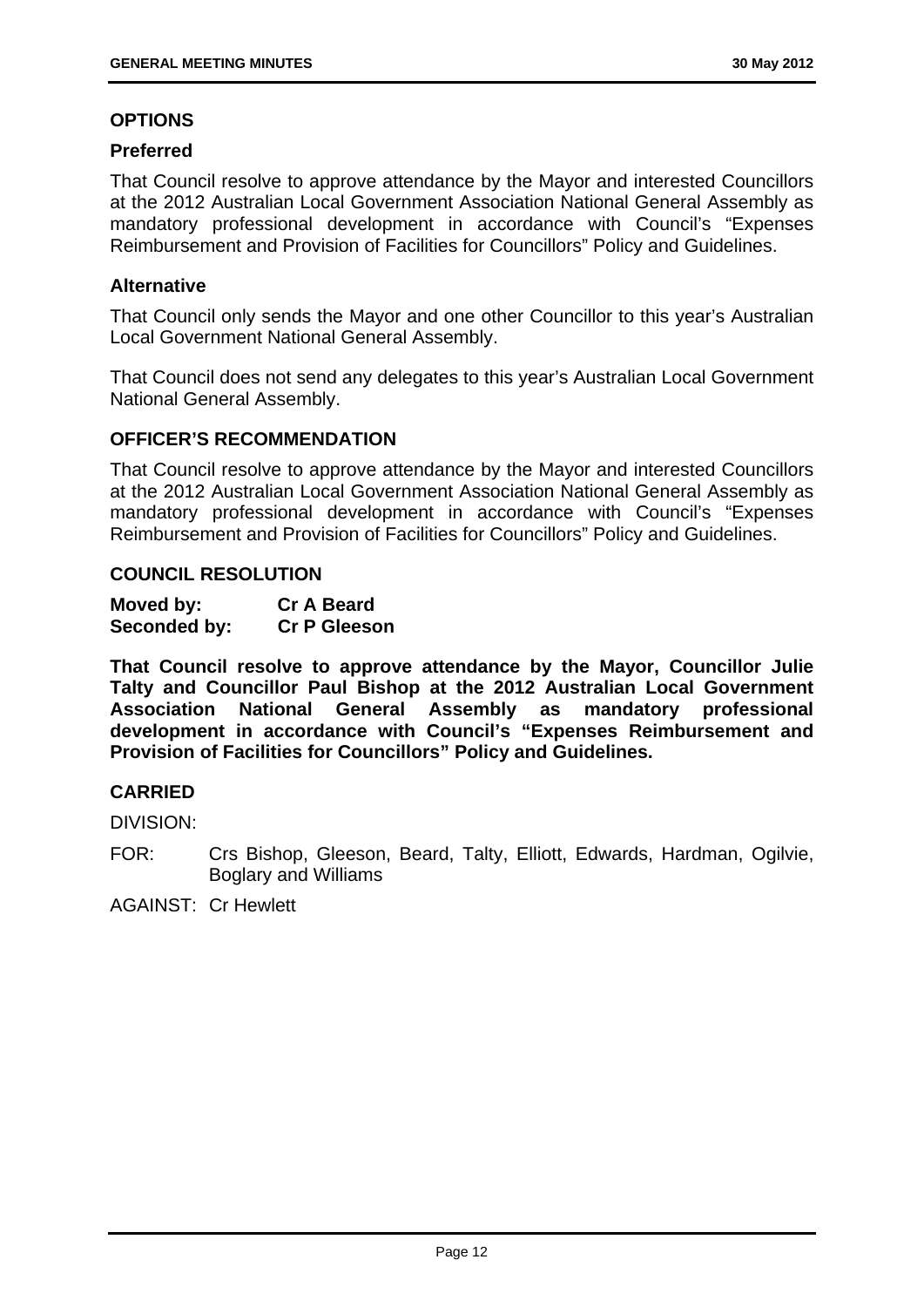## OPTIONS

### Preferred

That Council resolve to approve attendance by the Mayor and interested Councillors at the 2012 Australian Local Government Association National General Assembly as mandatory professional development in accordance with Council's "Expenses Reimbursement and Provision of Facilities for Councillors" Policy and Guidelines.

### Alternative

That Council only sends the Mayor and one other Councillor to this year's Australian Local Government National General Assembly.

That Council does not send any delegates to this year's Australian Local Government National General Assembly.

## OFFICER'S RECOMMENDATION

That Council resolve to approve attendance by the Mayor and interested Councillors at the 2012 Australian Local Government Association National General Assembly as mandatory professional development in accordance with Council's "Expenses Reimbursement and Provision of Facilities for Councillors" Policy and Guidelines.

## COUNCIL RESOLUTION

**Moved by:** **Cr A Beard**
**Seconded by:** **Cr P Gleeson**

**That Council resolve to approve attendance by the Mayor, Councillor Julie Talty and Councillor Paul Bishop at the 2012 Australian Local Government Association National General Assembly as mandatory professional development in accordance with Council's "Expenses Reimbursement and Provision of Facilities for Councillors" Policy and Guidelines.**

## CARRIED

DIVISION:

FOR: Crs Bishop, Gleeson, Beard, Talty, Elliott, Edwards, Hardman, Ogilvie, Boglary and Williams

AGAINST: Cr Hewlett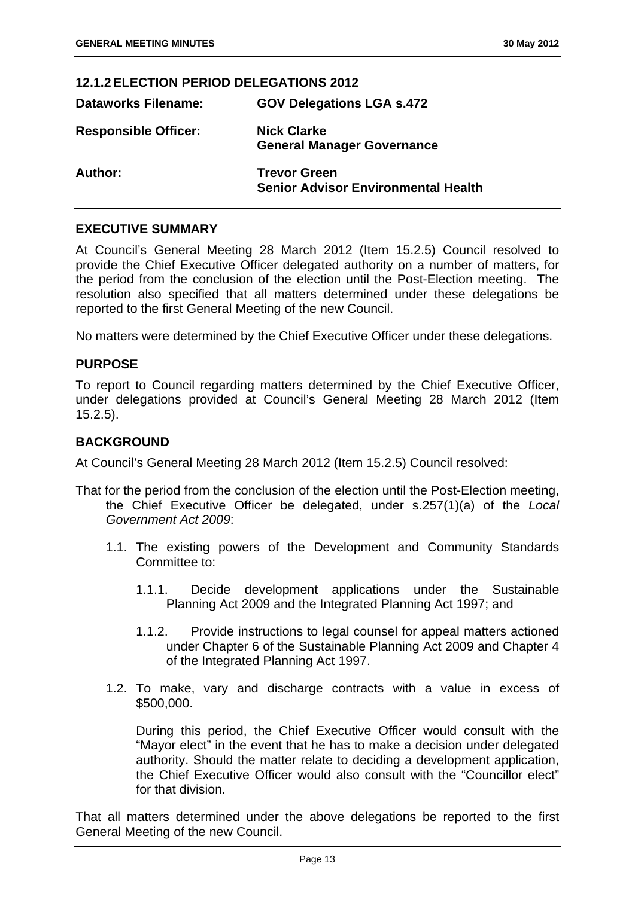### 12.1.2 ELECTION PERIOD DELEGATIONS 2012

| | |
|---|---|
| **Dataworks Filename:** | **GOV Delegations LGA s.472** |
| **Responsible Officer:** | **Nick Clarke**<br>**General Manager Governance** |
| **Author:** | **Trevor Green**<br>**Senior Advisor Environmental Health** |

## EXECUTIVE SUMMARY

At Council's General Meeting 28 March 2012 (Item 15.2.5) Council resolved to provide the Chief Executive Officer delegated authority on a number of matters, for the period from the conclusion of the election until the Post-Election meeting. The resolution also specified that all matters determined under these delegations be reported to the first General Meeting of the new Council.

No matters were determined by the Chief Executive Officer under these delegations.

## PURPOSE

To report to Council regarding matters determined by the Chief Executive Officer, under delegations provided at Council's General Meeting 28 March 2012 (Item 15.2.5).

## BACKGROUND

At Council's General Meeting 28 March 2012 (Item 15.2.5) Council resolved:

That for the period from the conclusion of the election until the Post-Election meeting, the Chief Executive Officer be delegated, under s.257(1)(a) of the *Local Government Act 2009*:

1.1. The existing powers of the Development and Community Standards Committee to:

   1.1.1. Decide development applications under the Sustainable Planning Act 2009 and the Integrated Planning Act 1997; and

   1.1.2. Provide instructions to legal counsel for appeal matters actioned under Chapter 6 of the Sustainable Planning Act 2009 and Chapter 4 of the Integrated Planning Act 1997.

1.2. To make, vary and discharge contracts with a value in excess of $500,000.

   During this period, the Chief Executive Officer would consult with the "Mayor elect" in the event that he has to make a decision under delegated authority. Should the matter relate to deciding a development application, the Chief Executive Officer would also consult with the "Councillor elect" for that division.

That all matters determined under the above delegations be reported to the first General Meeting of the new Council.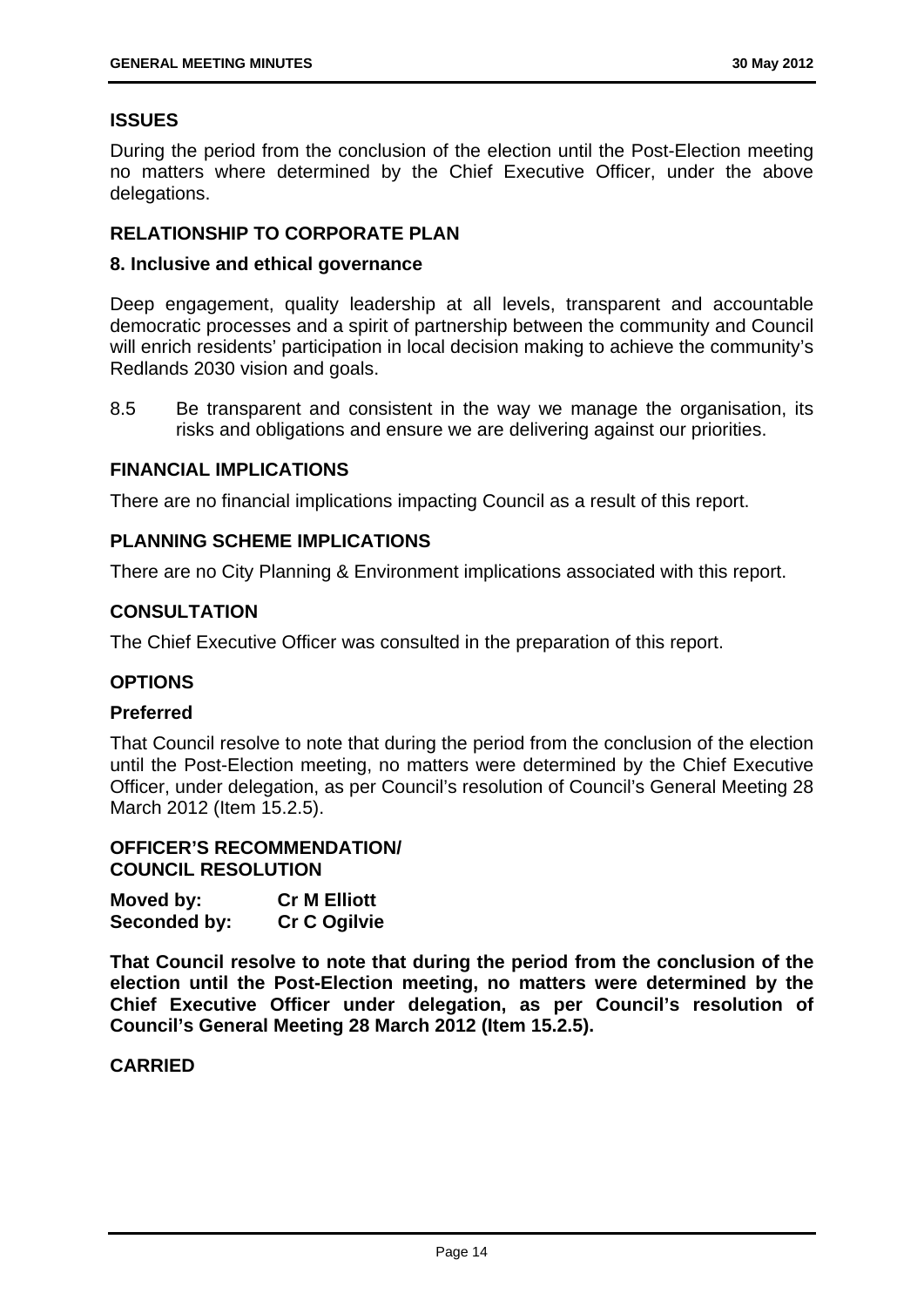**ISSUES**

During the period from the conclusion of the election until the Post-Election meeting no matters where determined by the Chief Executive Officer, under the above delegations.

**RELATIONSHIP TO CORPORATE PLAN**

**8. Inclusive and ethical governance**

Deep engagement, quality leadership at all levels, transparent and accountable democratic processes and a spirit of partnership between the community and Council will enrich residents' participation in local decision making to achieve the community's Redlands 2030 vision and goals.

8.5 Be transparent and consistent in the way we manage the organisation, its risks and obligations and ensure we are delivering against our priorities.

**FINANCIAL IMPLICATIONS**

There are no financial implications impacting Council as a result of this report.

**PLANNING SCHEME IMPLICATIONS**

There are no City Planning & Environment implications associated with this report.

**CONSULTATION**

The Chief Executive Officer was consulted in the preparation of this report.

**OPTIONS**

**Preferred**

That Council resolve to note that during the period from the conclusion of the election until the Post-Election meeting, no matters were determined by the Chief Executive Officer, under delegation, as per Council's resolution of Council's General Meeting 28 March 2012 (Item 15.2.5).

**OFFICER'S RECOMMENDATION/
COUNCIL RESOLUTION**

**Moved by:** **Cr M Elliott**
**Seconded by:** **Cr C Ogilvie**

**That Council resolve to note that during the period from the conclusion of the election until the Post-Election meeting, no matters were determined by the Chief Executive Officer under delegation, as per Council's resolution of Council's General Meeting 28 March 2012 (Item 15.2.5).**

**CARRIED**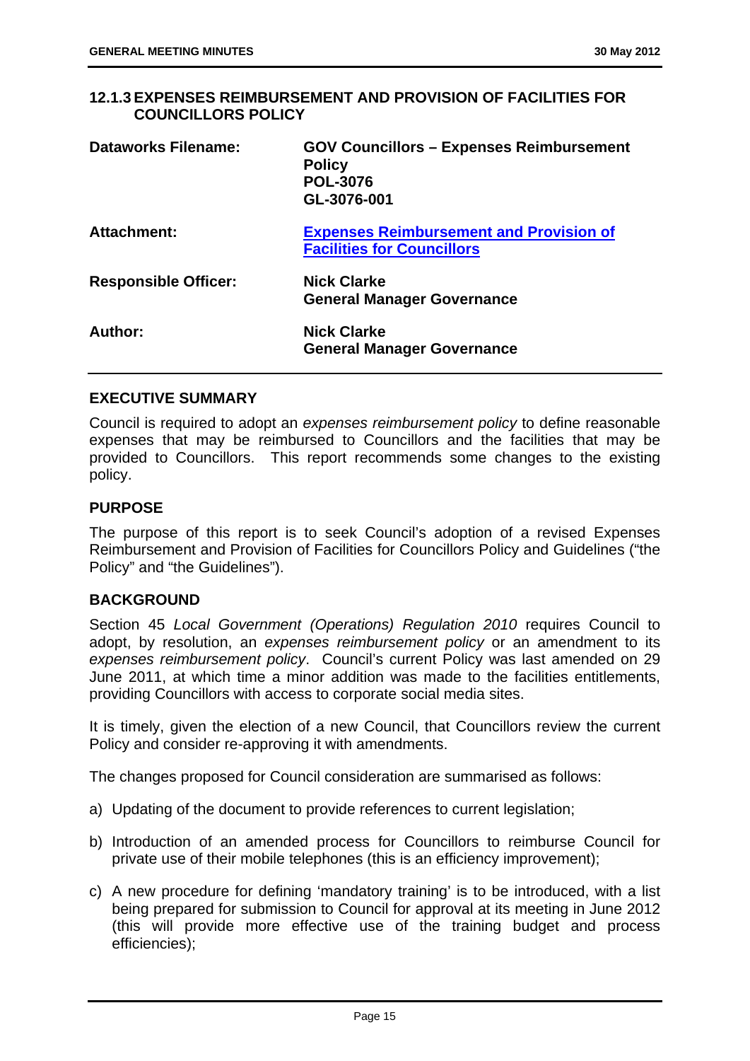## 12.1.3 EXPENSES REIMBURSEMENT AND PROVISION OF FACILITIES FOR COUNCILLORS POLICY

| | |
|---|---|
| **Dataworks Filename:** | **GOV Councillors – Expenses Reimbursement Policy POL-3076 GL-3076-001** |
| **Attachment:** | **Expenses Reimbursement and Provision of Facilities for Councillors** |
| **Responsible Officer:** | **Nick Clarke General Manager Governance** |
| **Author:** | **Nick Clarke General Manager Governance** |

### EXECUTIVE SUMMARY

Council is required to adopt an *expenses reimbursement policy* to define reasonable expenses that may be reimbursed to Councillors and the facilities that may be provided to Councillors. This report recommends some changes to the existing policy.

### PURPOSE

The purpose of this report is to seek Council's adoption of a revised Expenses Reimbursement and Provision of Facilities for Councillors Policy and Guidelines ("the Policy" and "the Guidelines").

### BACKGROUND

Section 45 *Local Government (Operations) Regulation 2010* requires Council to adopt, by resolution, an *expenses reimbursement policy* or an amendment to its *expenses reimbursement policy*. Council's current Policy was last amended on 29 June 2011, at which time a minor addition was made to the facilities entitlements, providing Councillors with access to corporate social media sites.

It is timely, given the election of a new Council, that Councillors review the current Policy and consider re-approving it with amendments.

The changes proposed for Council consideration are summarised as follows:

a) Updating of the document to provide references to current legislation;

b) Introduction of an amended process for Councillors to reimburse Council for private use of their mobile telephones (this is an efficiency improvement);

c) A new procedure for defining 'mandatory training' is to be introduced, with a list being prepared for submission to Council for approval at its meeting in June 2012 (this will provide more effective use of the training budget and process efficiencies);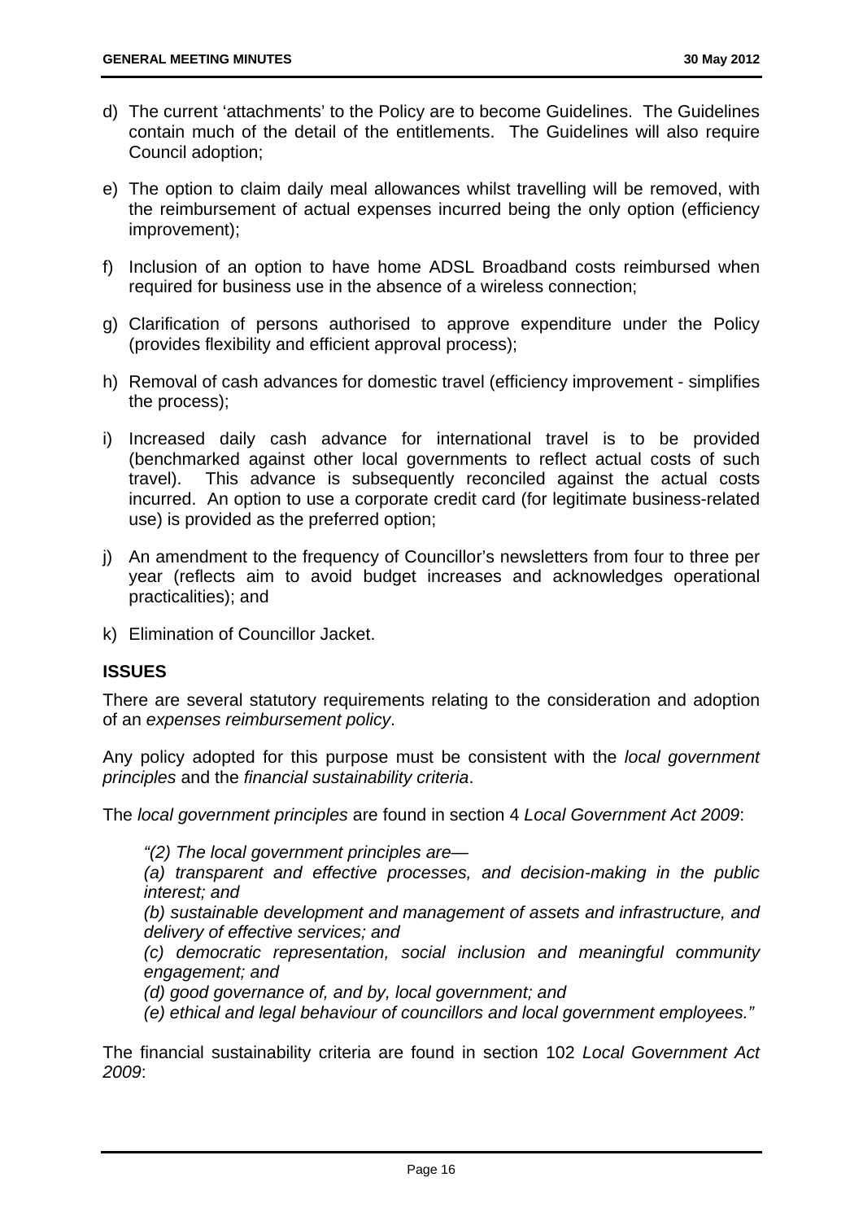d) The current 'attachments' to the Policy are to become Guidelines. The Guidelines contain much of the detail of the entitlements. The Guidelines will also require Council adoption;

e) The option to claim daily meal allowances whilst travelling will be removed, with the reimbursement of actual expenses incurred being the only option (efficiency improvement);

f) Inclusion of an option to have home ADSL Broadband costs reimbursed when required for business use in the absence of a wireless connection;

g) Clarification of persons authorised to approve expenditure under the Policy (provides flexibility and efficient approval process);

h) Removal of cash advances for domestic travel (efficiency improvement - simplifies the process);

i) Increased daily cash advance for international travel is to be provided (benchmarked against other local governments to reflect actual costs of such travel). This advance is subsequently reconciled against the actual costs incurred. An option to use a corporate credit card (for legitimate business-related use) is provided as the preferred option;

j) An amendment to the frequency of Councillor's newsletters from four to three per year (reflects aim to avoid budget increases and acknowledges operational practicalities); and

k) Elimination of Councillor Jacket.

**ISSUES**

There are several statutory requirements relating to the consideration and adoption of an *expenses reimbursement policy*.

Any policy adopted for this purpose must be consistent with the *local government principles* and the *financial sustainability criteria*.

The *local government principles* are found in section 4 *Local Government Act 2009*:

> *"(2) The local government principles are—*
>
> *(a) transparent and effective processes, and decision-making in the public interest; and*
>
> *(b) sustainable development and management of assets and infrastructure, and delivery of effective services; and*
>
> *(c) democratic representation, social inclusion and meaningful community engagement; and*
>
> *(d) good governance of, and by, local government; and*
>
> *(e) ethical and legal behaviour of councillors and local government employees."*

The financial sustainability criteria are found in section 102 *Local Government Act 2009*: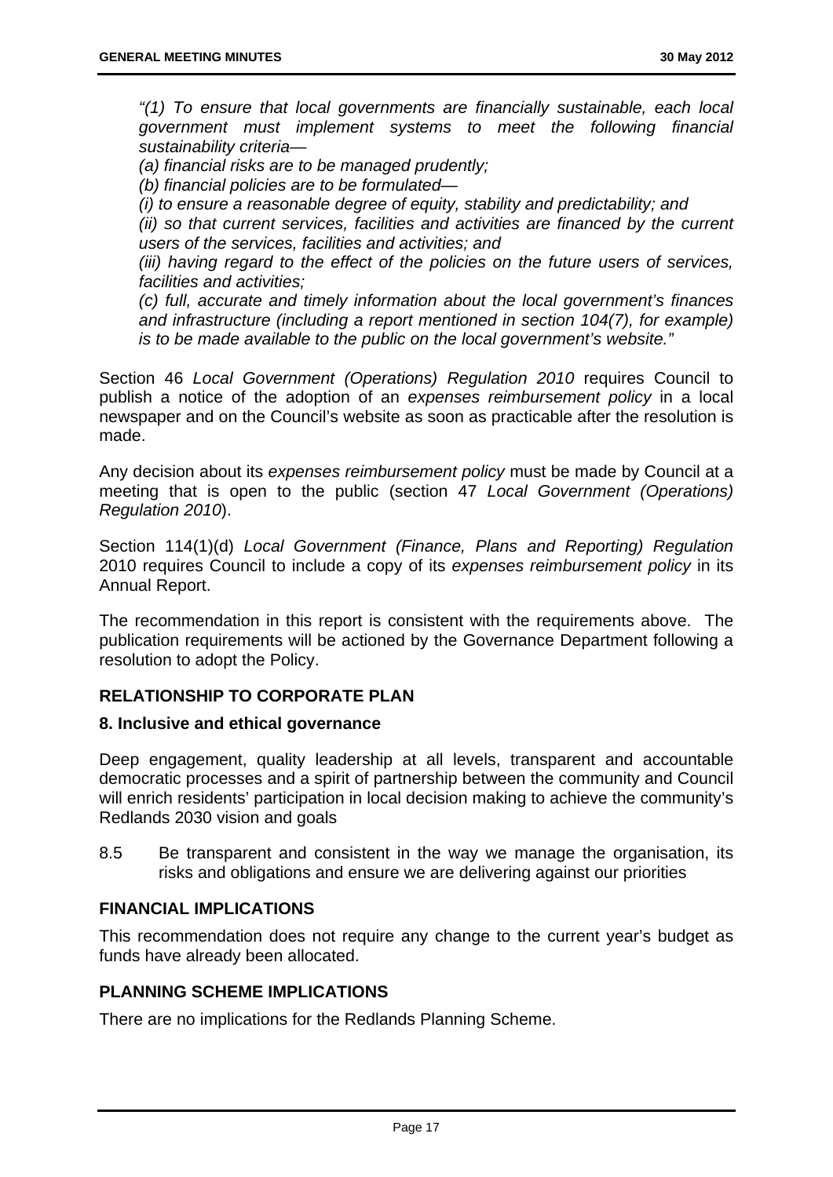*"(1) To ensure that local governments are financially sustainable, each local government must implement systems to meet the following financial sustainability criteria—*

*(a) financial risks are to be managed prudently;*

*(b) financial policies are to be formulated—*

*(i) to ensure a reasonable degree of equity, stability and predictability; and*

*(ii) so that current services, facilities and activities are financed by the current users of the services, facilities and activities; and*

*(iii) having regard to the effect of the policies on the future users of services, facilities and activities;*

*(c) full, accurate and timely information about the local government's finances and infrastructure (including a report mentioned in section 104(7), for example) is to be made available to the public on the local government's website."*

Section 46 *Local Government (Operations) Regulation 2010* requires Council to publish a notice of the adoption of an *expenses reimbursement policy* in a local newspaper and on the Council's website as soon as practicable after the resolution is made.

Any decision about its *expenses reimbursement policy* must be made by Council at a meeting that is open to the public (section 47 *Local Government (Operations) Regulation 2010*).

Section 114(1)(d) *Local Government (Finance, Plans and Reporting) Regulation* 2010 requires Council to include a copy of its *expenses reimbursement policy* in its Annual Report.

The recommendation in this report is consistent with the requirements above. The publication requirements will be actioned by the Governance Department following a resolution to adopt the Policy.

## RELATIONSHIP TO CORPORATE PLAN

### 8. Inclusive and ethical governance

Deep engagement, quality leadership at all levels, transparent and accountable democratic processes and a spirit of partnership between the community and Council will enrich residents' participation in local decision making to achieve the community's Redlands 2030 vision and goals

8.5 Be transparent and consistent in the way we manage the organisation, its risks and obligations and ensure we are delivering against our priorities

## FINANCIAL IMPLICATIONS

This recommendation does not require any change to the current year's budget as funds have already been allocated.

## PLANNING SCHEME IMPLICATIONS

There are no implications for the Redlands Planning Scheme.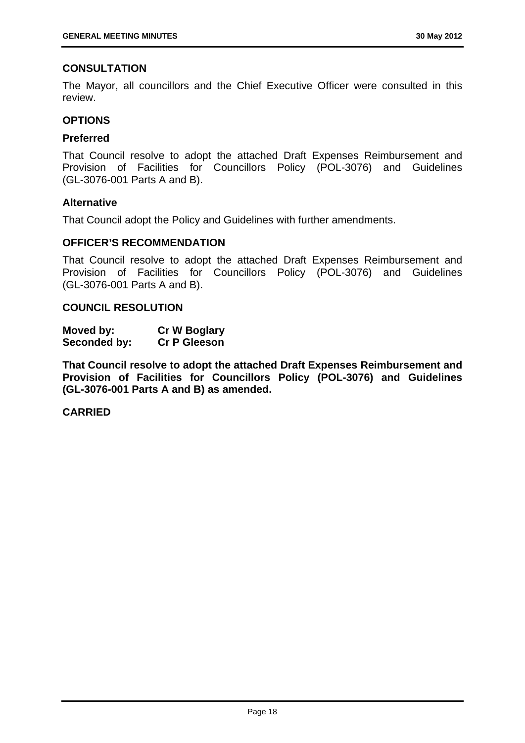## CONSULTATION

The Mayor, all councillors and the Chief Executive Officer were consulted in this review.

## OPTIONS

### Preferred

That Council resolve to adopt the attached Draft Expenses Reimbursement and Provision of Facilities for Councillors Policy (POL-3076) and Guidelines (GL-3076-001 Parts A and B).

### Alternative

That Council adopt the Policy and Guidelines with further amendments.

## OFFICER'S RECOMMENDATION

That Council resolve to adopt the attached Draft Expenses Reimbursement and Provision of Facilities for Councillors Policy (POL-3076) and Guidelines (GL-3076-001 Parts A and B).

## COUNCIL RESOLUTION

**Moved by:** **Cr W Boglary**
**Seconded by:** **Cr P Gleeson**

**That Council resolve to adopt the attached Draft Expenses Reimbursement and Provision of Facilities for Councillors Policy (POL-3076) and Guidelines (GL-3076-001 Parts A and B) as amended.**

**CARRIED**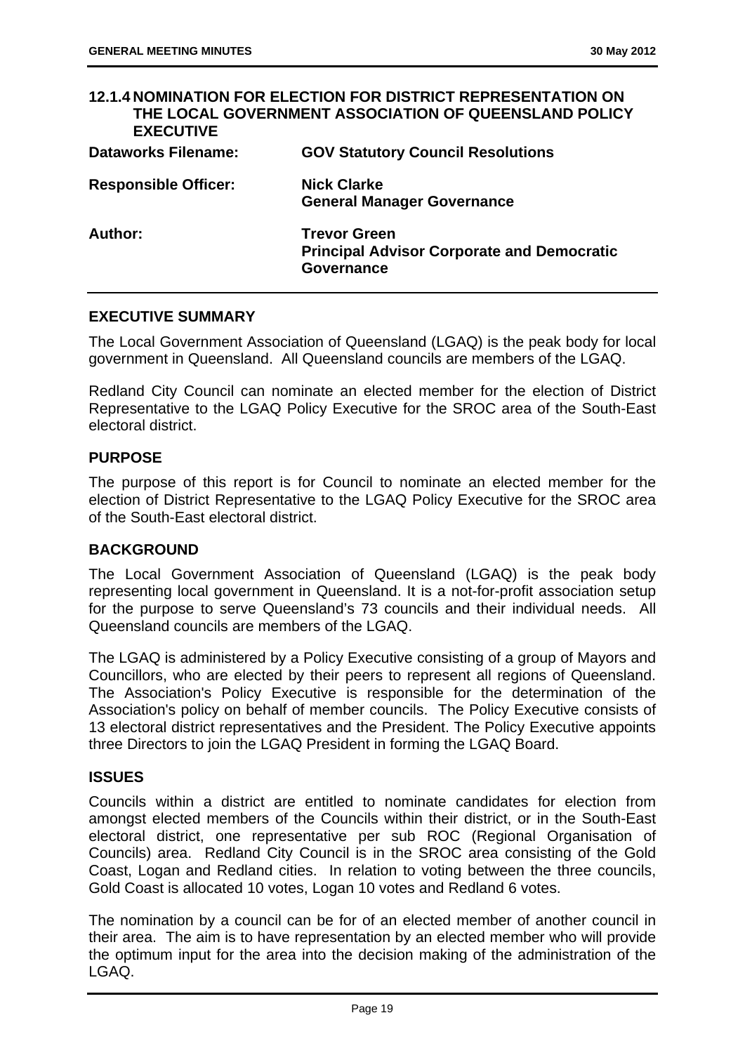## 12.1.4 NOMINATION FOR ELECTION FOR DISTRICT REPRESENTATION ON THE LOCAL GOVERNMENT ASSOCIATION OF QUEENSLAND POLICY EXECUTIVE

| | |
|---|---|
| **Dataworks Filename:** | **GOV Statutory Council Resolutions** |
| **Responsible Officer:** | **Nick Clarke**<br>**General Manager Governance** |
| **Author:** | **Trevor Green**<br>**Principal Advisor Corporate and Democratic Governance** |

### EXECUTIVE SUMMARY

The Local Government Association of Queensland (LGAQ) is the peak body for local government in Queensland. All Queensland councils are members of the LGAQ.

Redland City Council can nominate an elected member for the election of District Representative to the LGAQ Policy Executive for the SROC area of the South-East electoral district.

### PURPOSE

The purpose of this report is for Council to nominate an elected member for the election of District Representative to the LGAQ Policy Executive for the SROC area of the South-East electoral district.

### BACKGROUND

The Local Government Association of Queensland (LGAQ) is the peak body representing local government in Queensland. It is a not-for-profit association setup for the purpose to serve Queensland's 73 councils and their individual needs. All Queensland councils are members of the LGAQ.

The LGAQ is administered by a Policy Executive consisting of a group of Mayors and Councillors, who are elected by their peers to represent all regions of Queensland. The Association's Policy Executive is responsible for the determination of the Association's policy on behalf of member councils. The Policy Executive consists of 13 electoral district representatives and the President. The Policy Executive appoints three Directors to join the LGAQ President in forming the LGAQ Board.

### ISSUES

Councils within a district are entitled to nominate candidates for election from amongst elected members of the Councils within their district, or in the South-East electoral district, one representative per sub ROC (Regional Organisation of Councils) area. Redland City Council is in the SROC area consisting of the Gold Coast, Logan and Redland cities. In relation to voting between the three councils, Gold Coast is allocated 10 votes, Logan 10 votes and Redland 6 votes.

The nomination by a council can be for of an elected member of another council in their area. The aim is to have representation by an elected member who will provide the optimum input for the area into the decision making of the administration of the LGAQ.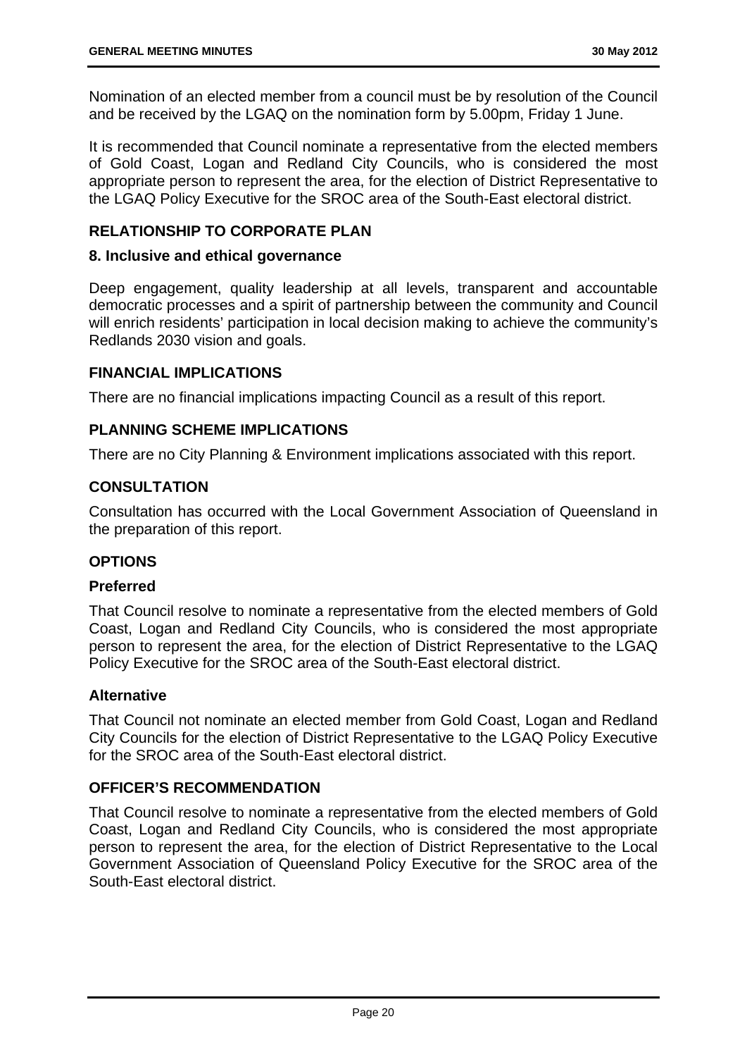Nomination of an elected member from a council must be by resolution of the Council and be received by the LGAQ on the nomination form by 5.00pm, Friday 1 June.

It is recommended that Council nominate a representative from the elected members of Gold Coast, Logan and Redland City Councils, who is considered the most appropriate person to represent the area, for the election of District Representative to the LGAQ Policy Executive for the SROC area of the South-East electoral district.

## RELATIONSHIP TO CORPORATE PLAN

### 8. Inclusive and ethical governance

Deep engagement, quality leadership at all levels, transparent and accountable democratic processes and a spirit of partnership between the community and Council will enrich residents' participation in local decision making to achieve the community's Redlands 2030 vision and goals.

## FINANCIAL IMPLICATIONS

There are no financial implications impacting Council as a result of this report.

## PLANNING SCHEME IMPLICATIONS

There are no City Planning & Environment implications associated with this report.

## CONSULTATION

Consultation has occurred with the Local Government Association of Queensland in the preparation of this report.

## OPTIONS

### Preferred

That Council resolve to nominate a representative from the elected members of Gold Coast, Logan and Redland City Councils, who is considered the most appropriate person to represent the area, for the election of District Representative to the LGAQ Policy Executive for the SROC area of the South-East electoral district.

### Alternative

That Council not nominate an elected member from Gold Coast, Logan and Redland City Councils for the election of District Representative to the LGAQ Policy Executive for the SROC area of the South-East electoral district.

## OFFICER'S RECOMMENDATION

That Council resolve to nominate a representative from the elected members of Gold Coast, Logan and Redland City Councils, who is considered the most appropriate person to represent the area, for the election of District Representative to the Local Government Association of Queensland Policy Executive for the SROC area of the South-East electoral district.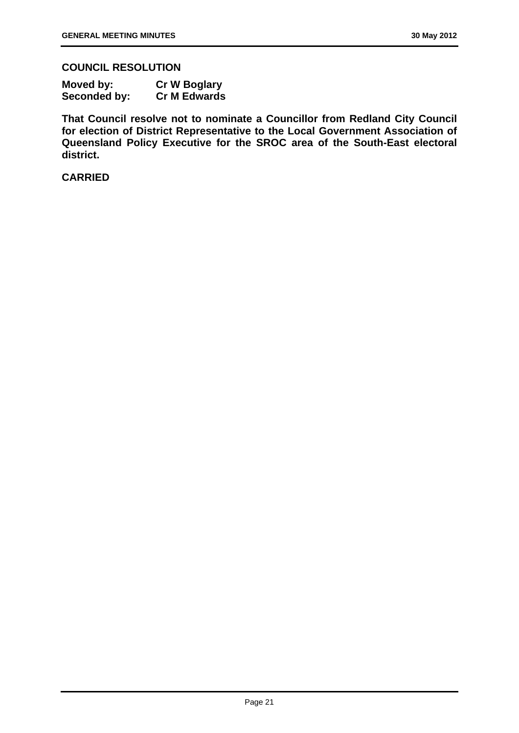**COUNCIL RESOLUTION**

**Moved by: Cr W Boglary**
**Seconded by: Cr M Edwards**

**That Council resolve not to nominate a Councillor from Redland City Council for election of District Representative to the Local Government Association of Queensland Policy Executive for the SROC area of the South-East electoral district.**

**CARRIED**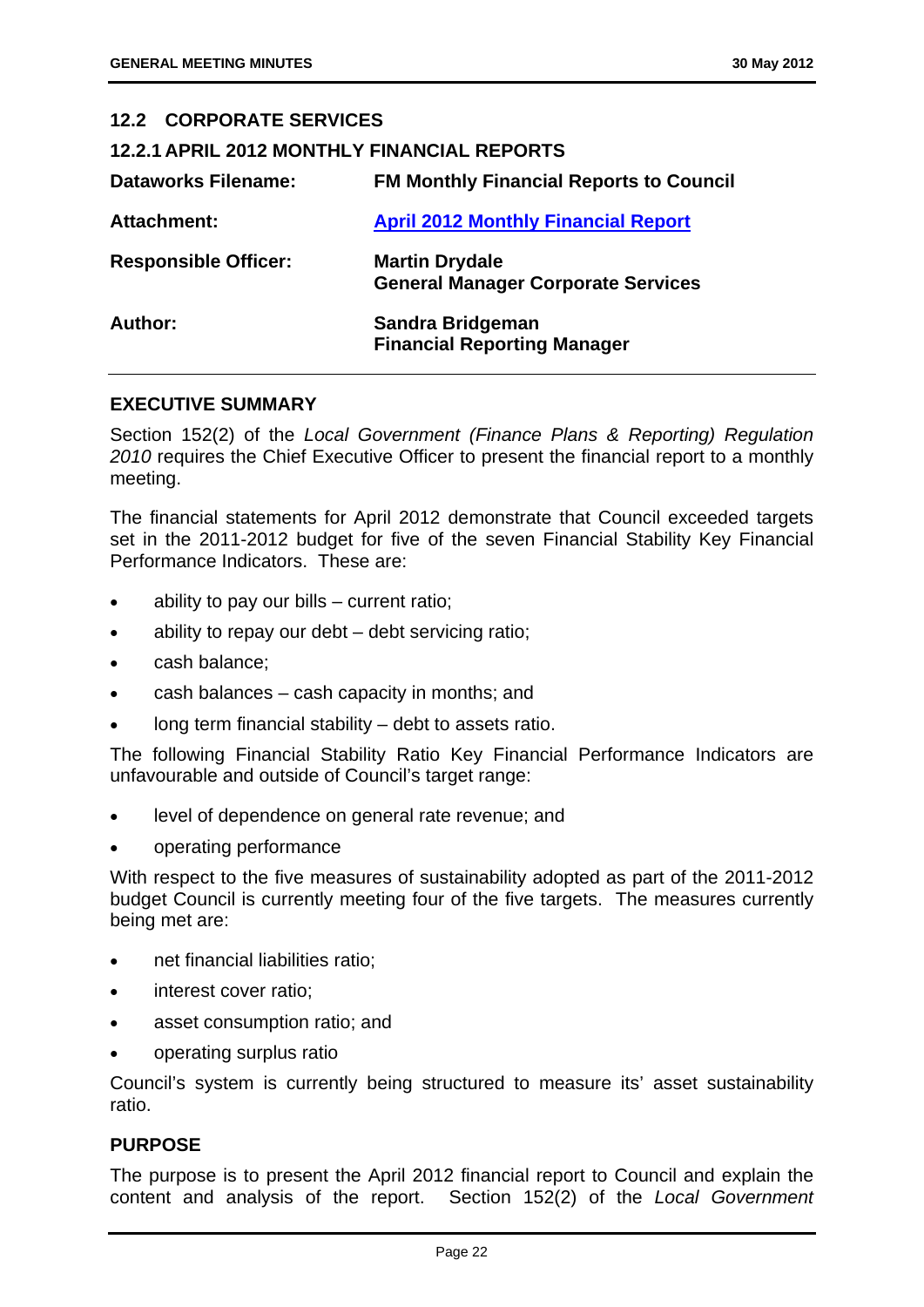## 12.2 CORPORATE SERVICES

### 12.2.1 APRIL 2012 MONTHLY FINANCIAL REPORTS

| | |
|---|---|
| **Dataworks Filename:** | **FM Monthly Financial Reports to Council** |
| **Attachment:** | **April 2012 Monthly Financial Report** |
| **Responsible Officer:** | **Martin Drydale**<br>**General Manager Corporate Services** |
| **Author:** | **Sandra Bridgeman**<br>**Financial Reporting Manager** |

### EXECUTIVE SUMMARY

Section 152(2) of the *Local Government (Finance Plans & Reporting) Regulation 2010* requires the Chief Executive Officer to present the financial report to a monthly meeting.

The financial statements for April 2012 demonstrate that Council exceeded targets set in the 2011-2012 budget for five of the seven Financial Stability Key Financial Performance Indicators. These are:

- ability to pay our bills – current ratio;
- ability to repay our debt – debt servicing ratio;
- cash balance;
- cash balances – cash capacity in months; and
- long term financial stability – debt to assets ratio.

The following Financial Stability Ratio Key Financial Performance Indicators are unfavourable and outside of Council's target range:

- level of dependence on general rate revenue; and
- operating performance

With respect to the five measures of sustainability adopted as part of the 2011-2012 budget Council is currently meeting four of the five targets. The measures currently being met are:

- net financial liabilities ratio;
- interest cover ratio;
- asset consumption ratio; and
- operating surplus ratio

Council's system is currently being structured to measure its' asset sustainability ratio.

### PURPOSE

The purpose is to present the April 2012 financial report to Council and explain the content and analysis of the report. Section 152(2) of the *Local Government*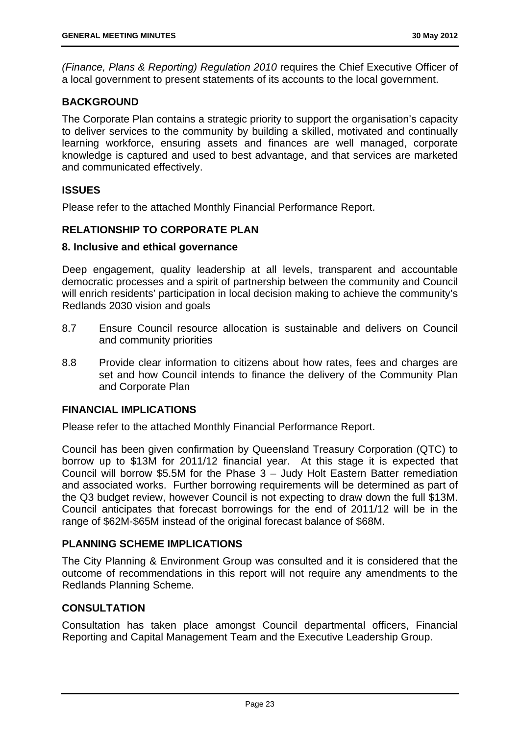*(Finance, Plans & Reporting) Regulation 2010* requires the Chief Executive Officer of a local government to present statements of its accounts to the local government.

## BACKGROUND

The Corporate Plan contains a strategic priority to support the organisation's capacity to deliver services to the community by building a skilled, motivated and continually learning workforce, ensuring assets and finances are well managed, corporate knowledge is captured and used to best advantage, and that services are marketed and communicated effectively.

## ISSUES

Please refer to the attached Monthly Financial Performance Report.

## RELATIONSHIP TO CORPORATE PLAN

### 8. Inclusive and ethical governance

Deep engagement, quality leadership at all levels, transparent and accountable democratic processes and a spirit of partnership between the community and Council will enrich residents' participation in local decision making to achieve the community's Redlands 2030 vision and goals

8.7 Ensure Council resource allocation is sustainable and delivers on Council and community priorities

8.8 Provide clear information to citizens about how rates, fees and charges are set and how Council intends to finance the delivery of the Community Plan and Corporate Plan

## FINANCIAL IMPLICATIONS

Please refer to the attached Monthly Financial Performance Report.

Council has been given confirmation by Queensland Treasury Corporation (QTC) to borrow up to $13M for 2011/12 financial year. At this stage it is expected that Council will borrow $5.5M for the Phase 3 – Judy Holt Eastern Batter remediation and associated works. Further borrowing requirements will be determined as part of the Q3 budget review, however Council is not expecting to draw down the full $13M. Council anticipates that forecast borrowings for the end of 2011/12 will be in the range of $62M-$65M instead of the original forecast balance of $68M.

## PLANNING SCHEME IMPLICATIONS

The City Planning & Environment Group was consulted and it is considered that the outcome of recommendations in this report will not require any amendments to the Redlands Planning Scheme.

## CONSULTATION

Consultation has taken place amongst Council departmental officers, Financial Reporting and Capital Management Team and the Executive Leadership Group.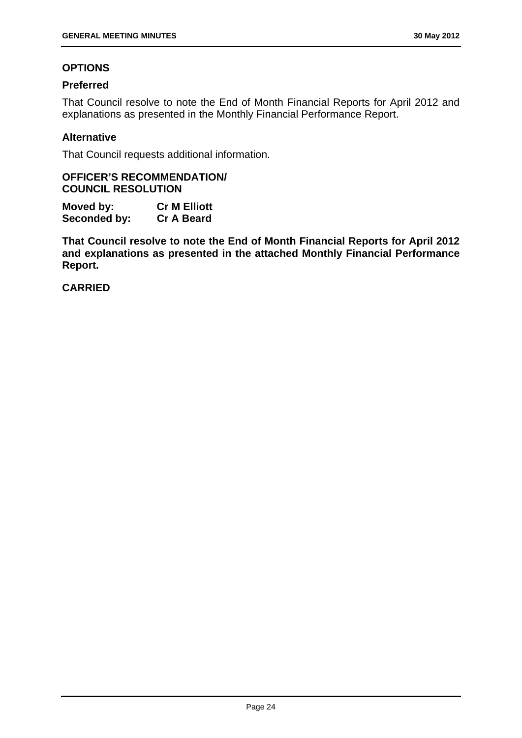## OPTIONS

### Preferred

That Council resolve to note the End of Month Financial Reports for April 2012 and explanations as presented in the Monthly Financial Performance Report.

### Alternative

That Council requests additional information.

**OFFICER'S RECOMMENDATION/**
**COUNCIL RESOLUTION**

**Moved by:** **Cr M Elliott**
**Seconded by:** **Cr A Beard**

**That Council resolve to note the End of Month Financial Reports for April 2012 and explanations as presented in the attached Monthly Financial Performance Report.**

**CARRIED**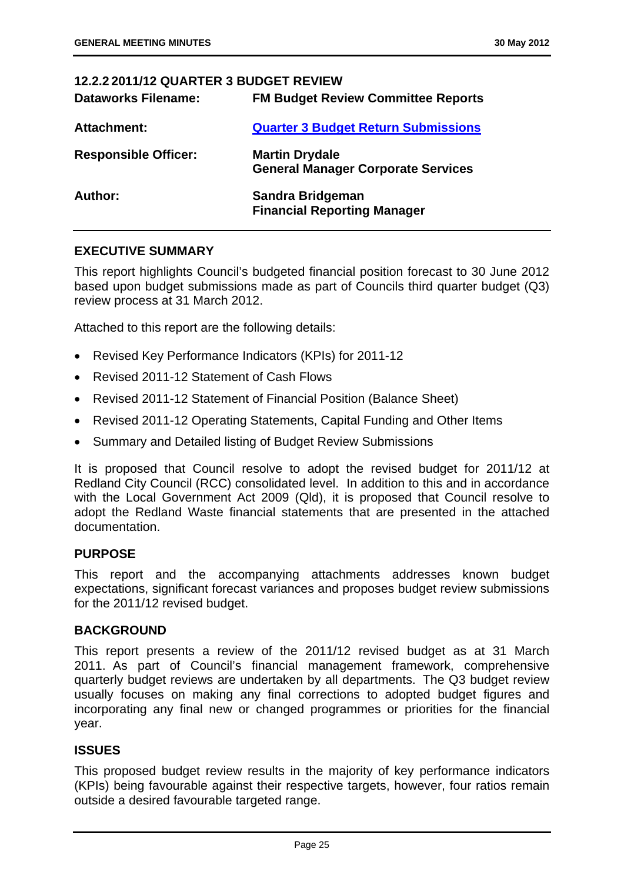## 12.2.2 2011/12 QUARTER 3 BUDGET REVIEW

| | |
|---|---|
| **Dataworks Filename:** | **FM Budget Review Committee Reports** |
| **Attachment:** | **Quarter 3 Budget Return Submissions** |
| **Responsible Officer:** | **Martin Drydale**<br>**General Manager Corporate Services** |
| **Author:** | **Sandra Bridgeman**<br>**Financial Reporting Manager** |

### EXECUTIVE SUMMARY

This report highlights Council's budgeted financial position forecast to 30 June 2012 based upon budget submissions made as part of Councils third quarter budget (Q3) review process at 31 March 2012.

Attached to this report are the following details:

- Revised Key Performance Indicators (KPIs) for 2011-12
- Revised 2011-12 Statement of Cash Flows
- Revised 2011-12 Statement of Financial Position (Balance Sheet)
- Revised 2011-12 Operating Statements, Capital Funding and Other Items
- Summary and Detailed listing of Budget Review Submissions

It is proposed that Council resolve to adopt the revised budget for 2011/12 at Redland City Council (RCC) consolidated level. In addition to this and in accordance with the Local Government Act 2009 (Qld), it is proposed that Council resolve to adopt the Redland Waste financial statements that are presented in the attached documentation.

### PURPOSE

This report and the accompanying attachments addresses known budget expectations, significant forecast variances and proposes budget review submissions for the 2011/12 revised budget.

### BACKGROUND

This report presents a review of the 2011/12 revised budget as at 31 March 2011. As part of Council's financial management framework, comprehensive quarterly budget reviews are undertaken by all departments. The Q3 budget review usually focuses on making any final corrections to adopted budget figures and incorporating any final new or changed programmes or priorities for the financial year.

### ISSUES

This proposed budget review results in the majority of key performance indicators (KPIs) being favourable against their respective targets, however, four ratios remain outside a desired favourable targeted range.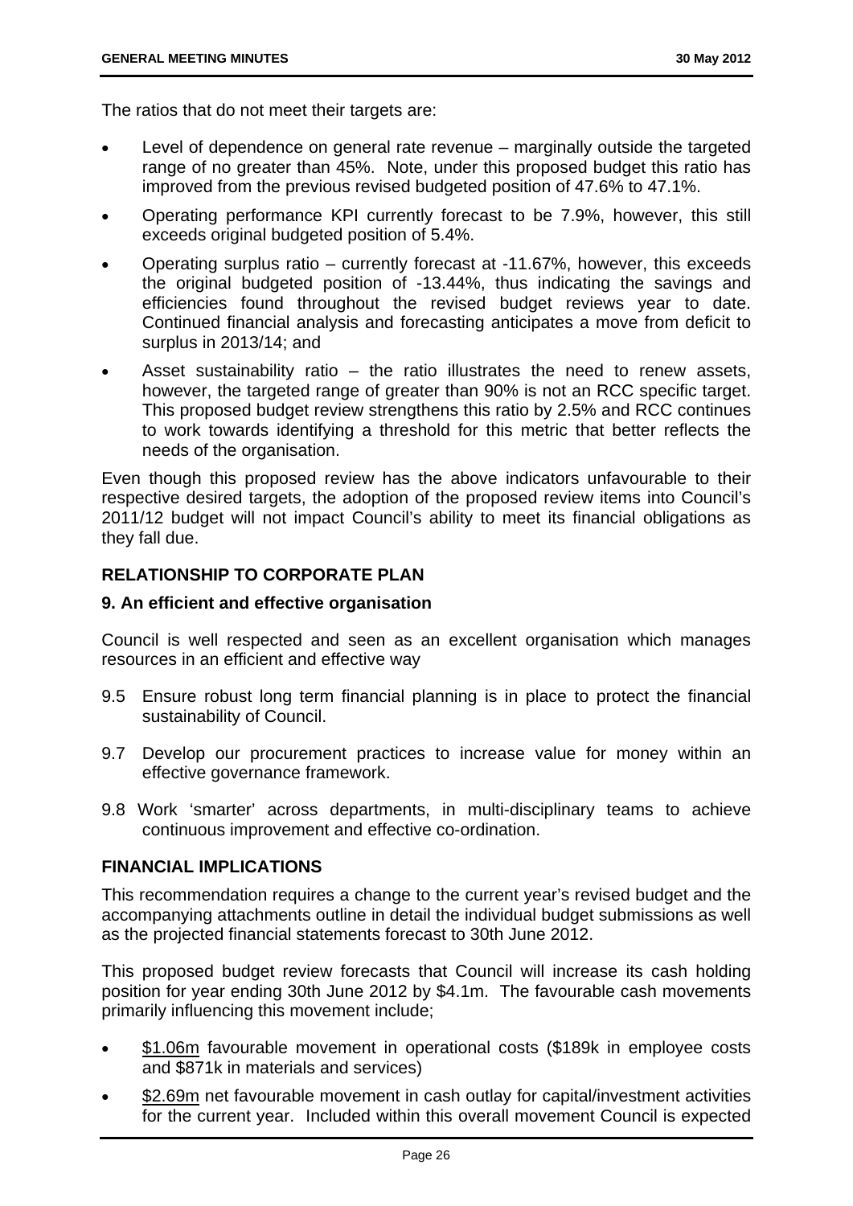The ratios that do not meet their targets are:

- Level of dependence on general rate revenue – marginally outside the targeted range of no greater than 45%. Note, under this proposed budget this ratio has improved from the previous revised budgeted position of 47.6% to 47.1%.
- Operating performance KPI currently forecast to be 7.9%, however, this still exceeds original budgeted position of 5.4%.
- Operating surplus ratio – currently forecast at -11.67%, however, this exceeds the original budgeted position of -13.44%, thus indicating the savings and efficiencies found throughout the revised budget reviews year to date. Continued financial analysis and forecasting anticipates a move from deficit to surplus in 2013/14; and
- Asset sustainability ratio – the ratio illustrates the need to renew assets, however, the targeted range of greater than 90% is not an RCC specific target. This proposed budget review strengthens this ratio by 2.5% and RCC continues to work towards identifying a threshold for this metric that better reflects the needs of the organisation.

Even though this proposed review has the above indicators unfavourable to their respective desired targets, the adoption of the proposed review items into Council's 2011/12 budget will not impact Council's ability to meet its financial obligations as they fall due.

## RELATIONSHIP TO CORPORATE PLAN

### 9. An efficient and effective organisation

Council is well respected and seen as an excellent organisation which manages resources in an efficient and effective way

9.5 Ensure robust long term financial planning is in place to protect the financial sustainability of Council.

9.7 Develop our procurement practices to increase value for money within an effective governance framework.

9.8 Work 'smarter' across departments, in multi-disciplinary teams to achieve continuous improvement and effective co-ordination.

## FINANCIAL IMPLICATIONS

This recommendation requires a change to the current year's revised budget and the accompanying attachments outline in detail the individual budget submissions as well as the projected financial statements forecast to 30th June 2012.

This proposed budget review forecasts that Council will increase its cash holding position for year ending 30th June 2012 by \$4.1m. The favourable cash movements primarily influencing this movement include;

- \$1.06m favourable movement in operational costs (\$189k in employee costs and \$871k in materials and services)
- \$2.69m net favourable movement in cash outlay for capital/investment activities for the current year. Included within this overall movement Council is expected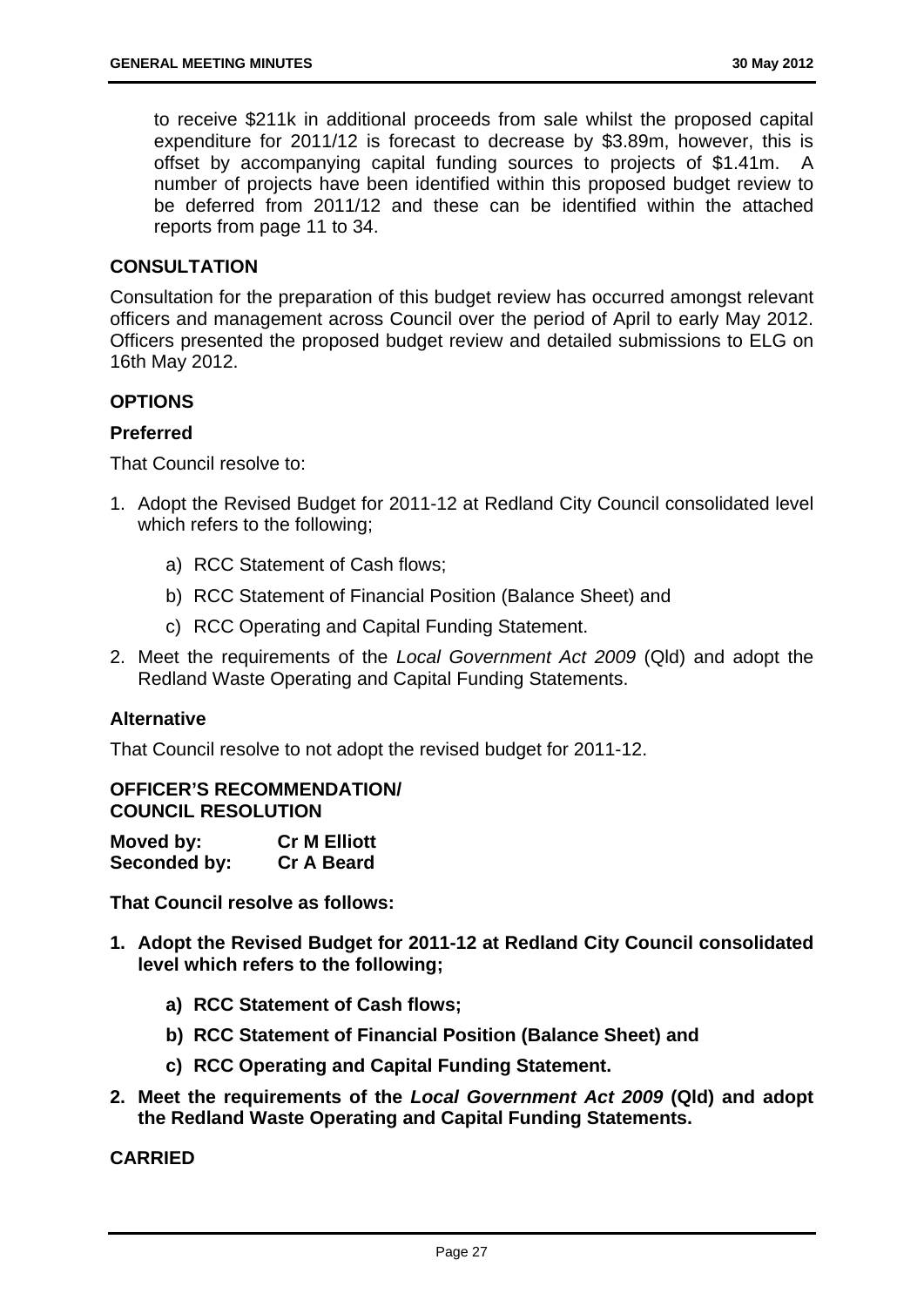to receive \$211k in additional proceeds from sale whilst the proposed capital expenditure for 2011/12 is forecast to decrease by \$3.89m, however, this is offset by accompanying capital funding sources to projects of \$1.41m. A number of projects have been identified within this proposed budget review to be deferred from 2011/12 and these can be identified within the attached reports from page 11 to 34.

## CONSULTATION

Consultation for the preparation of this budget review has occurred amongst relevant officers and management across Council over the period of April to early May 2012. Officers presented the proposed budget review and detailed submissions to ELG on 16th May 2012.

## OPTIONS

### Preferred

That Council resolve to:

1. Adopt the Revised Budget for 2011-12 at Redland City Council consolidated level which refers to the following;
   a) RCC Statement of Cash flows;
   b) RCC Statement of Financial Position (Balance Sheet) and
   c) RCC Operating and Capital Funding Statement.
2. Meet the requirements of the *Local Government Act 2009* (Qld) and adopt the Redland Waste Operating and Capital Funding Statements.

### Alternative

That Council resolve to not adopt the revised budget for 2011-12.

## OFFICER'S RECOMMENDATION/ COUNCIL RESOLUTION

**Moved by:** **Cr M Elliott**
**Seconded by:** **Cr A Beard**

**That Council resolve as follows:**

1. **Adopt the Revised Budget for 2011-12 at Redland City Council consolidated level which refers to the following;**
   **a) RCC Statement of Cash flows;**
   **b) RCC Statement of Financial Position (Balance Sheet) and**
   **c) RCC Operating and Capital Funding Statement.**
2. **Meet the requirements of the *Local Government Act 2009* (Qld) and adopt the Redland Waste Operating and Capital Funding Statements.**

**CARRIED**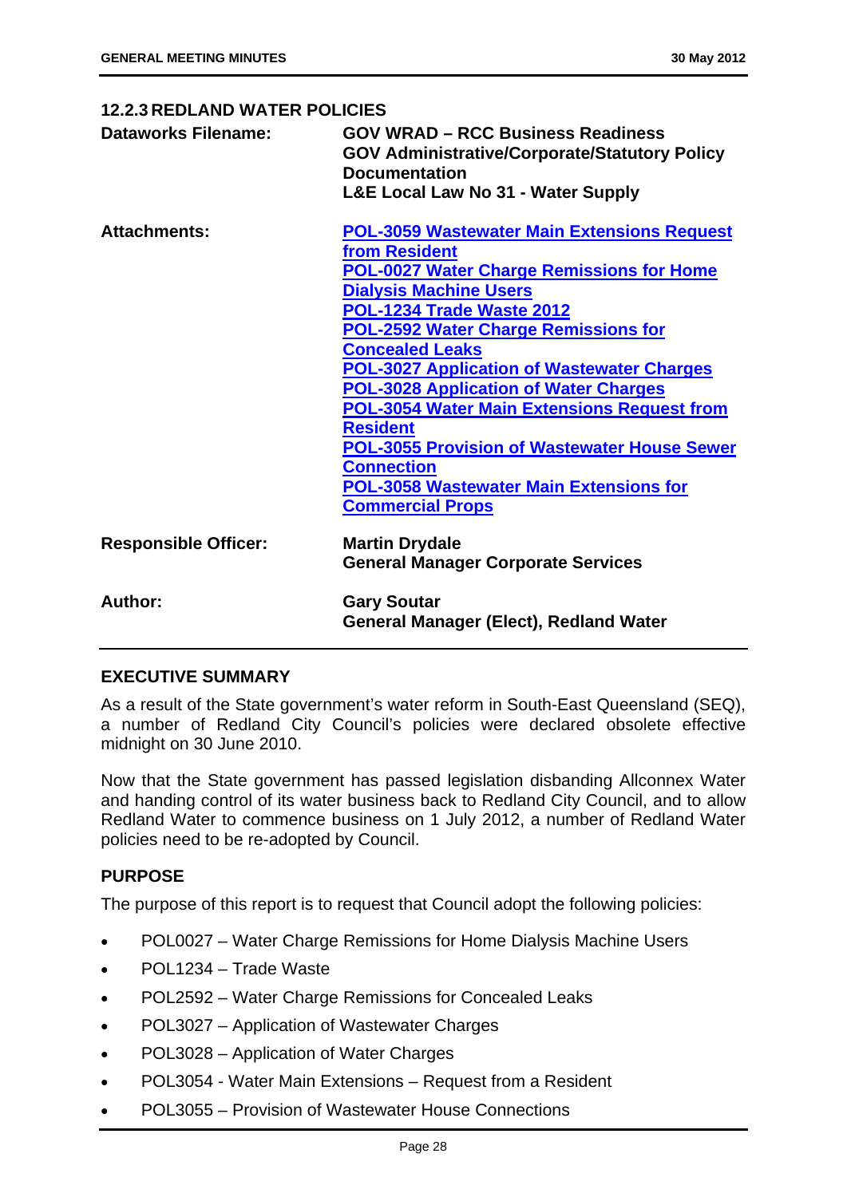### 12.2.3 REDLAND WATER POLICIES

| | |
|---|---|
| **Dataworks Filename:** | **GOV WRAD – RCC Business Readiness**<br>**GOV Administrative/Corporate/Statutory Policy Documentation**<br>**L&E Local Law No 31 - Water Supply** |
| **Attachments:** | **POL-3059 Wastewater Main Extensions Request from Resident**<br>**POL-0027 Water Charge Remissions for Home Dialysis Machine Users**<br>**POL-1234 Trade Waste 2012**<br>**POL-2592 Water Charge Remissions for Concealed Leaks**<br>**POL-3027 Application of Wastewater Charges**<br>**POL-3028 Application of Water Charges**<br>**POL-3054 Water Main Extensions Request from Resident**<br>**POL-3055 Provision of Wastewater House Sewer Connection**<br>**POL-3058 Wastewater Main Extensions for Commercial Props** |
| **Responsible Officer:** | **Martin Drydale**<br>**General Manager Corporate Services** |
| **Author:** | **Gary Soutar**<br>**General Manager (Elect), Redland Water** |

#### EXECUTIVE SUMMARY

As a result of the State government's water reform in South-East Queensland (SEQ), a number of Redland City Council's policies were declared obsolete effective midnight on 30 June 2010.

Now that the State government has passed legislation disbanding Allconnex Water and handing control of its water business back to Redland City Council, and to allow Redland Water to commence business on 1 July 2012, a number of Redland Water policies need to be re-adopted by Council.

#### PURPOSE

The purpose of this report is to request that Council adopt the following policies:

- POL0027 – Water Charge Remissions for Home Dialysis Machine Users
- POL1234 – Trade Waste
- POL2592 – Water Charge Remissions for Concealed Leaks
- POL3027 – Application of Wastewater Charges
- POL3028 – Application of Water Charges
- POL3054 - Water Main Extensions – Request from a Resident
- POL3055 – Provision of Wastewater House Connections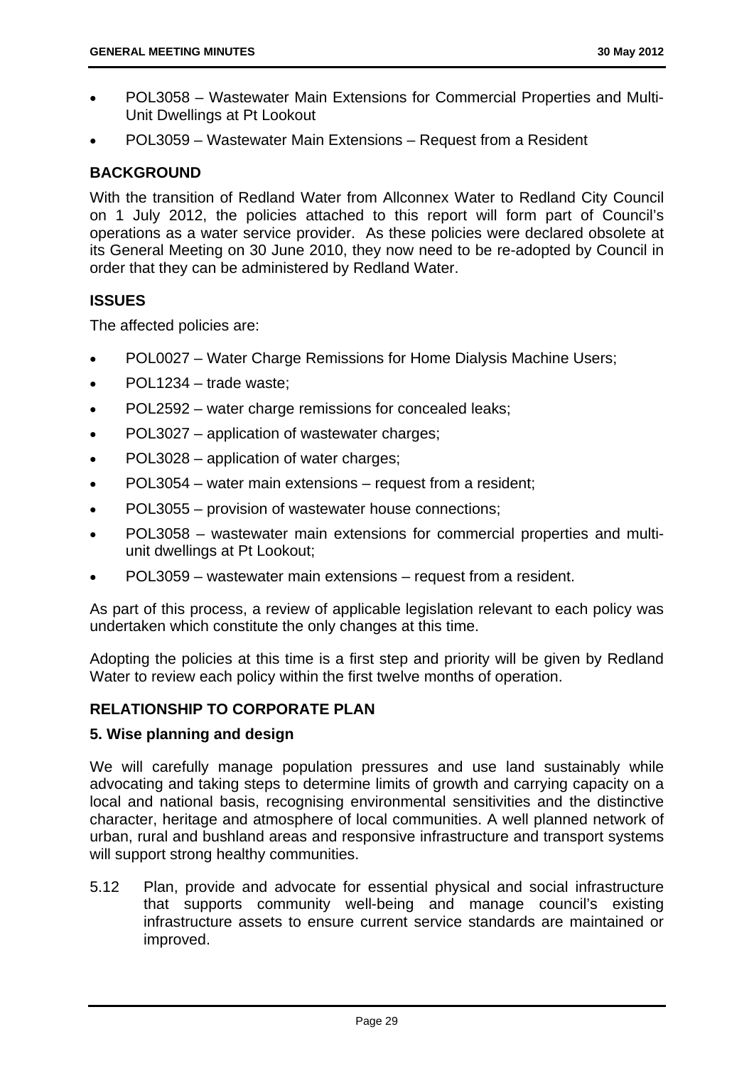- POL3058 – Wastewater Main Extensions for Commercial Properties and Multi-Unit Dwellings at Pt Lookout
- POL3059 – Wastewater Main Extensions – Request from a Resident

## BACKGROUND

With the transition of Redland Water from Allconnex Water to Redland City Council on 1 July 2012, the policies attached to this report will form part of Council's operations as a water service provider. As these policies were declared obsolete at its General Meeting on 30 June 2010, they now need to be re-adopted by Council in order that they can be administered by Redland Water.

## ISSUES

The affected policies are:

- POL0027 – Water Charge Remissions for Home Dialysis Machine Users;
- POL1234 – trade waste;
- POL2592 – water charge remissions for concealed leaks;
- POL3027 – application of wastewater charges;
- POL3028 – application of water charges;
- POL3054 – water main extensions – request from a resident;
- POL3055 – provision of wastewater house connections;
- POL3058 – wastewater main extensions for commercial properties and multi-unit dwellings at Pt Lookout;
- POL3059 – wastewater main extensions – request from a resident.

As part of this process, a review of applicable legislation relevant to each policy was undertaken which constitute the only changes at this time.

Adopting the policies at this time is a first step and priority will be given by Redland Water to review each policy within the first twelve months of operation.

## RELATIONSHIP TO CORPORATE PLAN

### 5. Wise planning and design

We will carefully manage population pressures and use land sustainably while advocating and taking steps to determine limits of growth and carrying capacity on a local and national basis, recognising environmental sensitivities and the distinctive character, heritage and atmosphere of local communities. A well planned network of urban, rural and bushland areas and responsive infrastructure and transport systems will support strong healthy communities.

5.12 Plan, provide and advocate for essential physical and social infrastructure that supports community well-being and manage council's existing infrastructure assets to ensure current service standards are maintained or improved.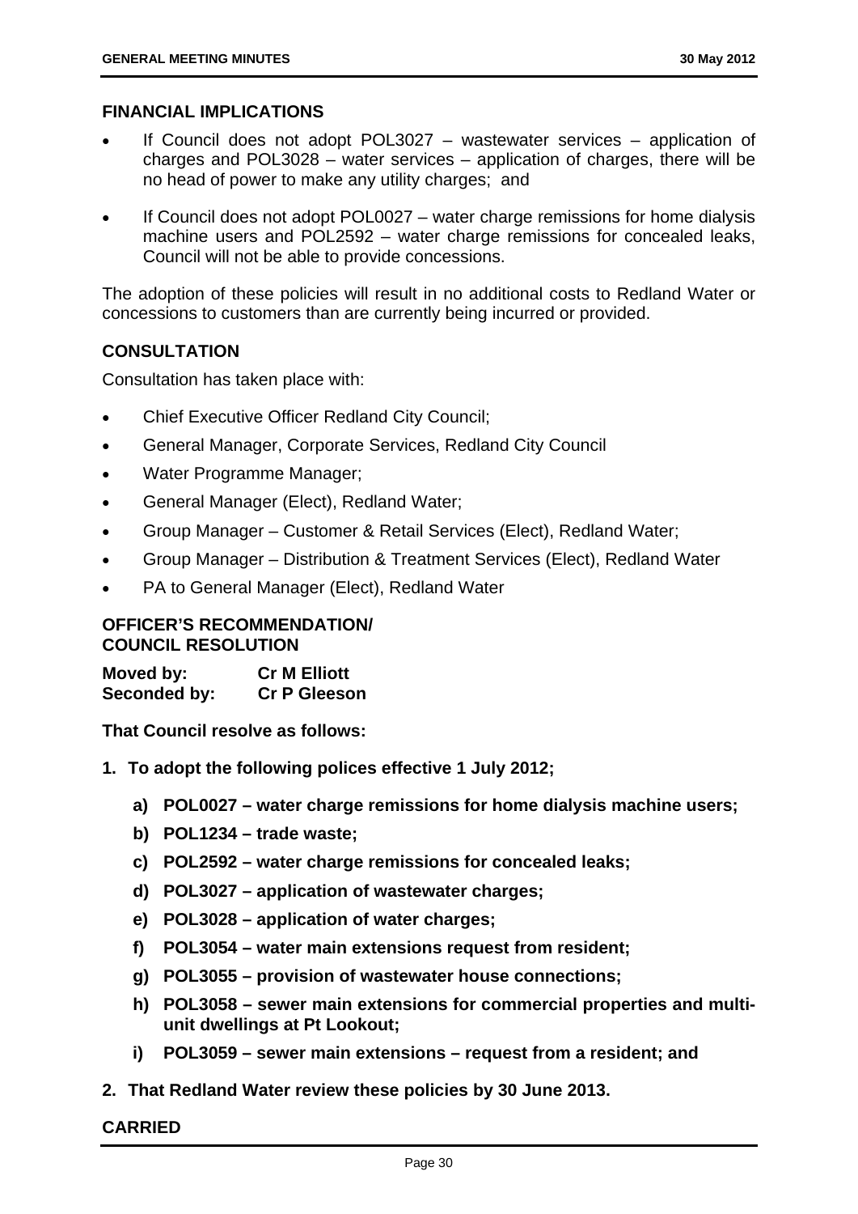## FINANCIAL IMPLICATIONS

- If Council does not adopt POL3027 – wastewater services – application of charges and POL3028 – water services – application of charges, there will be no head of power to make any utility charges; and
- If Council does not adopt POL0027 – water charge remissions for home dialysis machine users and POL2592 – water charge remissions for concealed leaks, Council will not be able to provide concessions.

The adoption of these policies will result in no additional costs to Redland Water or concessions to customers than are currently being incurred or provided.

## CONSULTATION

Consultation has taken place with:

- Chief Executive Officer Redland City Council;
- General Manager, Corporate Services, Redland City Council
- Water Programme Manager;
- General Manager (Elect), Redland Water;
- Group Manager – Customer & Retail Services (Elect), Redland Water;
- Group Manager – Distribution & Treatment Services (Elect), Redland Water
- PA to General Manager (Elect), Redland Water

## OFFICER'S RECOMMENDATION/ COUNCIL RESOLUTION

**Moved by:** **Cr M Elliott**
**Seconded by:** **Cr P Gleeson**

**That Council resolve as follows:**

1. **To adopt the following polices effective 1 July 2012;**
   a) **POL0027 – water charge remissions for home dialysis machine users;**
   b) **POL1234 – trade waste;**
   c) **POL2592 – water charge remissions for concealed leaks;**
   d) **POL3027 – application of wastewater charges;**
   e) **POL3028 – application of water charges;**
   f) **POL3054 – water main extensions request from resident;**
   g) **POL3055 – provision of wastewater house connections;**
   h) **POL3058 – sewer main extensions for commercial properties and multi-unit dwellings at Pt Lookout;**
   i) **POL3059 – sewer main extensions – request from a resident; and**
2. **That Redland Water review these policies by 30 June 2013.**

**CARRIED**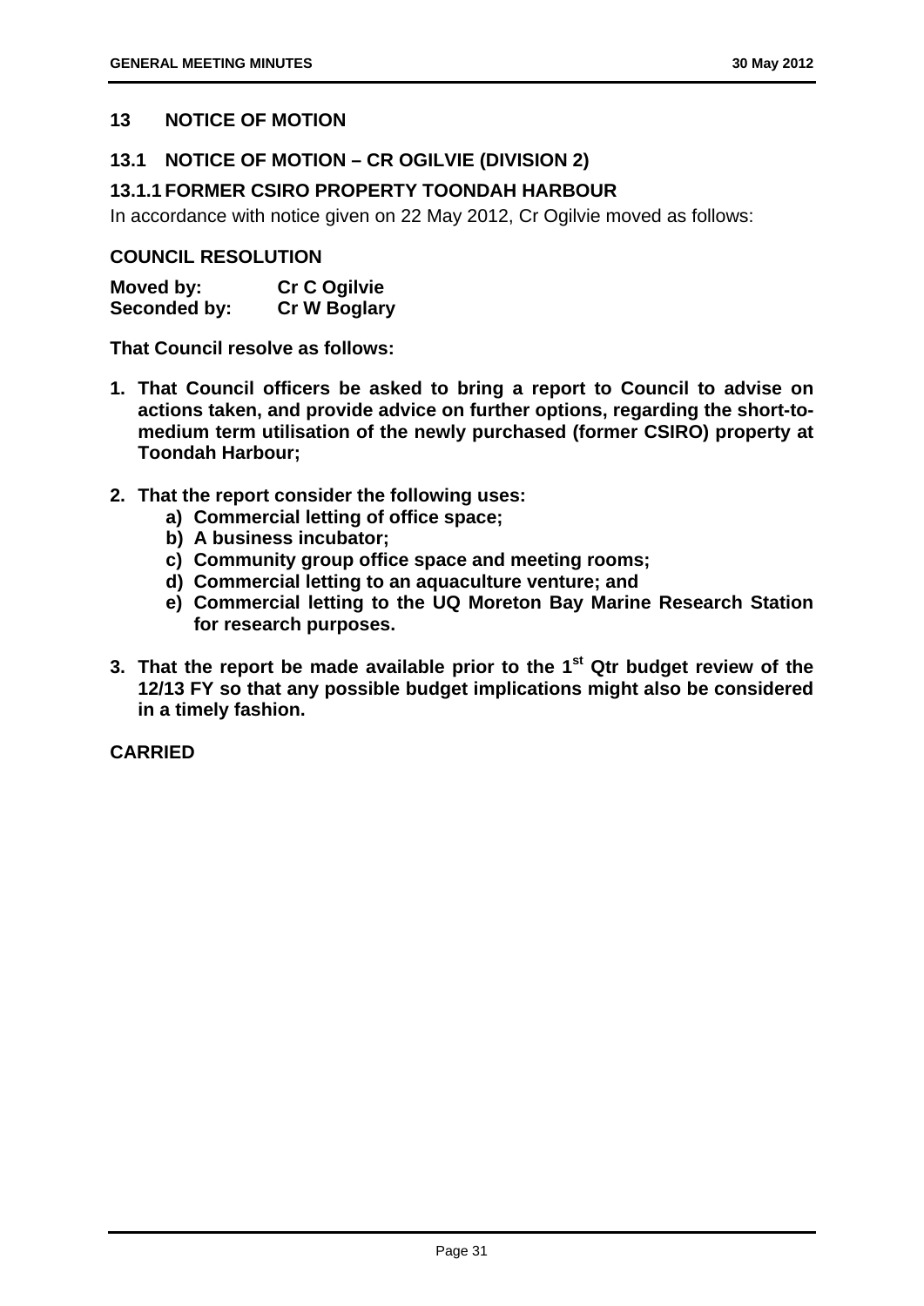## 13 NOTICE OF MOTION

### 13.1 NOTICE OF MOTION – CR OGILVIE (DIVISION 2)

### 13.1.1 FORMER CSIRO PROPERTY TOONDAH HARBOUR

In accordance with notice given on 22 May 2012, Cr Ogilvie moved as follows:

**COUNCIL RESOLUTION**

| | |
|---|---|
| **Moved by:** | **Cr C Ogilvie** |
| **Seconded by:** | **Cr W Boglary** |

**That Council resolve as follows:**

1. **That Council officers be asked to bring a report to Council to advise on actions taken, and provide advice on further options, regarding the short-to-medium term utilisation of the newly purchased (former CSIRO) property at Toondah Harbour;**

2. **That the report consider the following uses:**
   a) **Commercial letting of office space;**
   b) **A business incubator;**
   c) **Community group office space and meeting rooms;**
   d) **Commercial letting to an aquaculture venture; and**
   e) **Commercial letting to the UQ Moreton Bay Marine Research Station for research purposes.**

3. **That the report be made available prior to the 1st Qtr budget review of the 12/13 FY so that any possible budget implications might also be considered in a timely fashion.**

**CARRIED**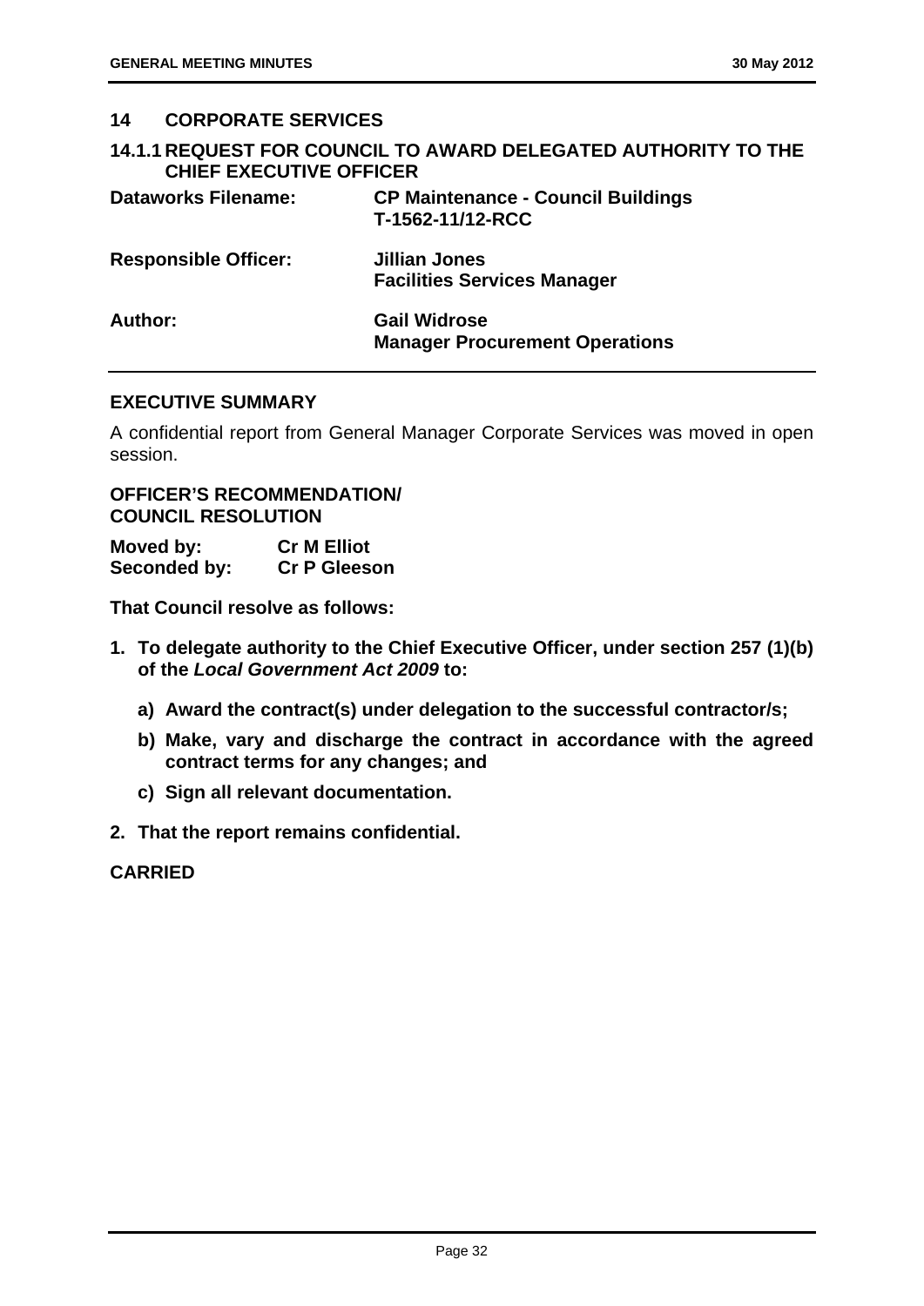## 14 CORPORATE SERVICES

### 14.1.1 REQUEST FOR COUNCIL TO AWARD DELEGATED AUTHORITY TO THE CHIEF EXECUTIVE OFFICER

| | |
|---|---|
| **Dataworks Filename:** | **CP Maintenance - Council Buildings T-1562-11/12-RCC** |
| **Responsible Officer:** | **Jillian Jones Facilities Services Manager** |
| **Author:** | **Gail Widrose Manager Procurement Operations** |

**EXECUTIVE SUMMARY**

A confidential report from General Manager Corporate Services was moved in open session.

**OFFICER'S RECOMMENDATION/ COUNCIL RESOLUTION**

**Moved by:** **Cr M Elliot**
**Seconded by:** **Cr P Gleeson**

**That Council resolve as follows:**

1. **To delegate authority to the Chief Executive Officer, under section 257 (1)(b) of the *Local Government Act 2009* to:**
   a) **Award the contract(s) under delegation to the successful contractor/s;**
   b) **Make, vary and discharge the contract in accordance with the agreed contract terms for any changes; and**
   c) **Sign all relevant documentation.**
2. **That the report remains confidential.**

**CARRIED**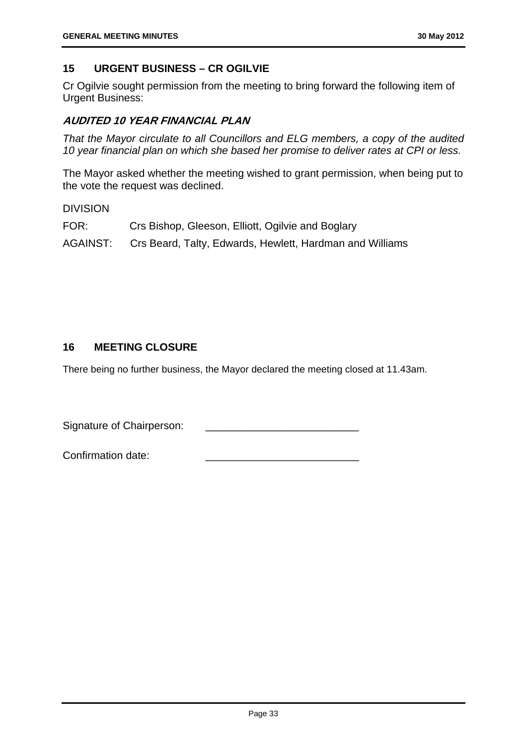## 15 URGENT BUSINESS – CR OGILVIE

Cr Ogilvie sought permission from the meeting to bring forward the following item of Urgent Business:

### *AUDITED 10 YEAR FINANCIAL PLAN*

*That the Mayor circulate to all Councillors and ELG members, a copy of the audited 10 year financial plan on which she based her promise to deliver rates at CPI or less.*

The Mayor asked whether the meeting wished to grant permission, when being put to the vote the request was declined.

DIVISION

FOR: Crs Bishop, Gleeson, Elliott, Ogilvie and Boglary

AGAINST: Crs Beard, Talty, Edwards, Hewlett, Hardman and Williams

## 16 MEETING CLOSURE

There being no further business, the Mayor declared the meeting closed at 11.43am.

Signature of Chairperson: __________________________

Confirmation date: __________________________